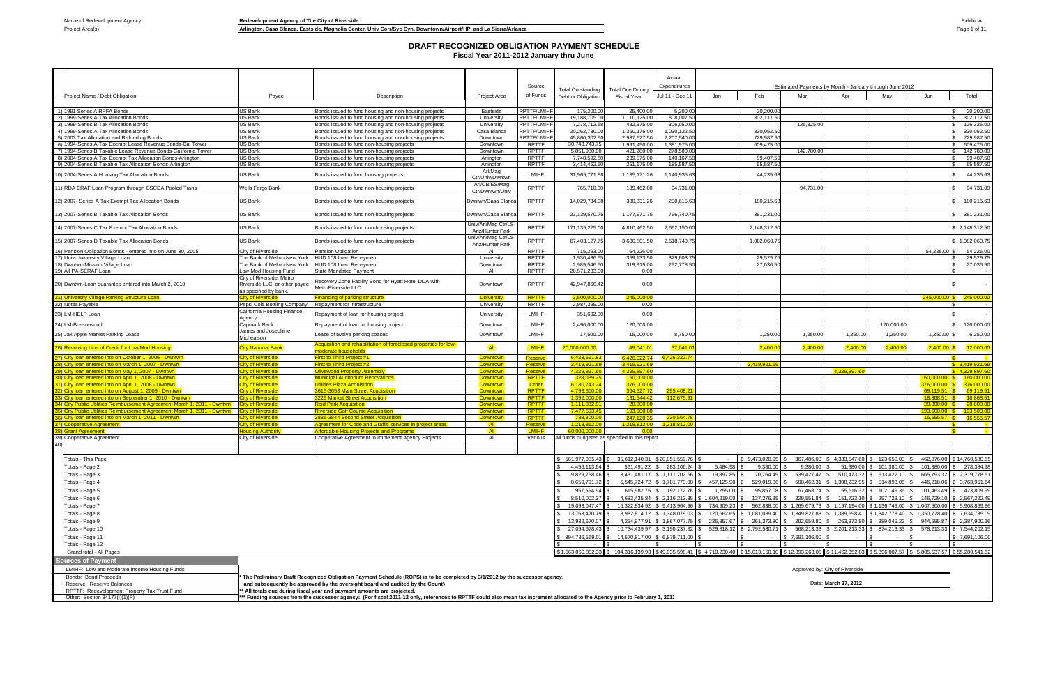Name of Redevelopment Agency: **Redevelopment Agency of The City of Riverside**

Project Area(s) **Arlington, Casa Blanca, Eastside, Magnolia Center, Univ Corr/Syc Cyn, Downtown/Airport/HP, and La Sierra/Arlanza**

Exhibit A

# DRAFT RECOGNIZED OBLIGATION PAYMENT SCHEDULE

**Fiscal Year 2011-2012 January thru June**

| | Project Name / Debt Obligation | Payee | Description | Project Area | Source of Funds | Total Outstanding Debt or Obligation | Total Due During Fiscal Year | Actual Expenditures Jul 11 - Dec 11 | Jan | Feb | Mar | Apr | May | Jun | Total |
|---|---|---|---|---|---|---|---|---|---|---|---|---|---|---|---|
| 1) | 1991 Series A RPFA Bonds | US Bank | Bonds issued to fund housing and non-housing projects | Eastside | RPTTF/LMIHF | 175,200.00 | 25,400.00 | 5,200.00 | | 20,200.00 | | | | | $ 20,200.00 |
| 2) | 1999-Series A Tax Allocation Bonds | US Bank | Bonds issued to fund housing and non-housing projects | University | RPTTF/LMIHF | 19,188,705.00 | 1,110,125.00 | 808,007.50 | | 302,117.50 | | | | | $ 302,117.50 |
| 3) | 1999-Series B Tax Allocation Bonds | US Bank | Bonds issued to fund housing and non-housing projects | University | RPTTF/LMIHF | 7,278,712.58 | 432,375.00 | 306,050.00 | | | 126,325.00 | | | | $ 126,325.00 |
| 4) | 1999-Series A Tax Allocation Bonds | US Bank | Bonds issued to fund housing and non-housing projects | Casa Blanca | RPTTF/LMIHF | 20,262,730.00 | 1,360,175.00 | 1,030,122.50 | | 330,052.50 | | | | | $ 330,052.50 |
| 5) | 2003 Tax Allocation and Refunding Bonds | US Bank | Bonds issued to fund housing and non-housing projects | Downtown | RPTTF/LMIHF | 45,860,302.50 | 2,937,527.50 | 2,207,540.00 | | 729,987.50 | | | | | $ 729,987.50 |
| 6) | 1994-Series A Tax Exempt Lease Revenue Bonds-Cal Tower | US Bank | Bonds issued to fund non-housing projects | Downtown | RPTTF | 30,743,743.75 | 1,991,450.00 | 1,381,975.00 | | 609,475.00 | | | | | $ 609,475.00 |
| 7) | 1994-Series B Taxable Lease Revenue Bonds-California Tower | US Bank | Bonds issued to fund non-housing projects | Downtown | RPTTF | 5,851,980.00 | 421,280.00 | 278,500.00 | | | 142,780.00 | | | | $ 142,780.00 |
| 8) | 2004-Series A Tax Exempt Tax Allocation Bonds-Arlington | US Bank | Bonds issued to fund non-housing projects | Arlington | RPTTF | 7,748,592.50 | 239,575.00 | 140,167.50 | | 99,407.50 | | | | | $ 99,407.50 |
| 9) | 2004-Series B Taxable Tax Allocation Bonds-Arlington | US Bank | Bonds issued to fund non-housing projects | Arlington | RPTTF | 3,414,462.50 | 251,175.00 | 185,587.50 | | 65,587.50 | | | | | $ 65,587.50 |
| 10) | 2004-Series A Housing Tax Allocation Bonds | US Bank | Bonds issued to fund housing projects | Arl/Mag Ctr/Univ/Dwntwn | LMIHF | 31,965,771.88 | 1,185,171.26 | 1,140,935.63 | | 44,235.63 | | | | | $ 44,235.63 |
| 11) | RDA ERAF Loan Program through CSCDA Pooled Trans | Wells Fargo Bank | Bonds issued to fund non-housing projects | Arl/CB/ES/Mag Ctr/Dwntwn/Univ | RPTTF | 765,710.00 | 189,462.00 | 94,731.00 | | | 94,731.00 | | | | $ 94,731.00 |
| 12) | 2007- Series A Tax Exempt Tax Allocation Bonds | US Bank | Bonds issued to fund non-housing projects | Dwntwn/Casa Blanca | RPTTF | 14,029,734.38 | 380,831.26 | 200,615.63 | | 180,215.63 | | | | | $ 180,215.63 |
| 13) | 2007-Series B Taxable Tax Allocation Bonds | US Bank | Bonds issued to fund non-housing projects | Dwntwn/Casa Blanca | RPTTF | 23,139,570.75 | 1,177,971.75 | 796,740.75 | | 381,231.00 | | | | | $ 381,231.00 |
| 14) | 2007-Series C Tax Exempt Tax Allocation Bonds | US Bank | Bonds issued to fund non-housing projects | Univ/Arl/Mag Ctr/LS-Arlz/Hunter Park | RPTTF | 171,135,225.00 | 4,810,462.50 | 2,662,150.00 | | 2,148,312.50 | | | | | $ 2,148,312.50 |
| 15) | 2007-Series D Taxable Tax Allocation Bonds | US Bank | Bonds issued to fund non-housing projects | Univ/Arl/Mag Ctr/LS-Arlz/Hunter Park | RPTTF | 67,403,127.75 | 3,600,801.50 | 2,518,740.75 | | 1,082,060.75 | | | | | $ 1,082,060.75 |
| 16) | Pension Obligation Bonds - entered into on June 30, 2005 | City of Riverside | Pension Obligation | All | RPTTF | 715,293.00 | 54,226.00 | | | | | | | 54,226.00 | $ 54,226.00 |
| 17) | Univ-University Village Loan | The Bank of Mellon New York | HUD 108 Loan Repayment | University | RPTTF | 1,930,436.55 | 359,133.50 | 329,603.75 | | 29,529.75 | | | | | $ 29,529.75 |
| 18) | Dwntwn-Mission Village Loan | The Bank of Mellon New York | HUD 108 Loan Repayment | Downtown | RPTTF | 2,989,546.50 | 319,815.00 | 292,778.50 | | 27,036.50 | | | | | $ 27,036.50 |
| 19) | All PA-SERAF Loan | Low-Mod Housing Fund | State Mandated Payment | All | RPTTF | 20,571,233.00 | 0.00 | | | | | | | | $ - |
| 20) | Dwntwn-Loan guarantee entered into March 2, 2010 | City of Riverside, Metro Riverside LLC, or other payee as specified by bank. | Recovery Zone Facility Bond for Hyatt Hotel DDA with MetroRiverside LLC | Downtown | RPTTF | 42,947,866.42 | 0.00 | | | | | | | | $ - |
| 21) | University Village Parking Structure Loan | City of Riverside | Financing of parking structure | University | RPTTF | 3,500,000.00 | 245,000.00 | | | | | | | 245,000.00 | $ 245,000.00 |
| 22) | Notes Payable | Pepsi Cola Bottling Company | Repayment for infrastructure | University | RPTTF | 2,987,399.00 | 0.00 | | | | | | | | $ - |
| 23) | LM-HELP Loan | California Housing Finance Agency | Repayment of loan for housing project | University | LMIHF | 351,692.00 | 0.00 | | | | | | | | $ - |
| 24) | LM-Breezewood | Capmark Bank | Repayment of loan for housing project | Downtown | LMIHF | 2,496,000.00 | 120,000.00 | | | | | | 120,000.00 | | $ 120,000.00 |
| 25) | Jax Apple Market Parking Lease | James and Josephine Michealson | Lease of twelve parking spaces | Downtown | LMIHF | 17,500.00 | 15,000.00 | 8,750.00 | | 1,250.00 | 1,250.00 | 1,250.00 | 1,250.00 | 1,250.00 | $ 6,250.00 |
| 26) | Revolving Line of Credit for Low/Mod Housing | City National Bank | Acquisition and rehabilitation of foreclosed properties for low-moderate households | All | LMIHF | 20,000,000.00 | 49,041.01 | 37,041.01 | | 2,400.00 | 2,400.00 | 2,400.00 | 2,400.00 | 2,400.00 | $ 12,000.00 |
| 27) | City loan entered into on October 1, 2006 - Dwntwn | City of Riverside | First to Third Project #1 | Downtown | Reserve | 6,428,691.83 | 6,426,322.74 | 6,426,322.74 | | | | | | | $ - |
| 28) | City loan entered into on March 1, 2007 - Dwntwn | City of Riverside | First to Third Project #2 | Downtown | Reserve | 3,419,921.69 | 3,419,921.69 | | | 3,419,921.69 | | | | | $ 3,419,921.69 |
| 29) | City loan entered into on May 1, 2007 - Dwntwn | City of Riverside | Olivewood Property Assembly | Downtown | Reserve | 4,329,897.60 | 4,329,897.60 | | | | | 4,329,897.60 | | | $ 4,329,897.60 |
| 30) | City loan entered into on April 1, 2008 - Dwntwn | City of Riverside | Municipal Auditorium Renovations | Downtown | RPTTF | 328,039.25 | 160,000.00 | | | | | | | 160,000.00 | $ 160,000.00 |
| 31) | City loan entered into on April 1, 2008 - Dwntwn | City of Riverside | Utilities Plaza Acquisition | Downtown | Other | 6,180,743.24 | 376,000.00 | | | | | | | 376,000.00 | $ 376,000.00 |
| 32) | City loan entered into on August 1, 2009 - Dwntwn | City of Riverside | 3615-3653 Main Street Acquisition | Downtown | RPTTF | 4,793,600.00 | 364,527.72 | 295,408.21 | | | | | | 69,119.51 | $ 69,119.51 |
| 33) | City loan entered into on September 1, 2010 - Dwntwn | City of Riverside | 3225 Market Street Acquisition | Downtown | RPTTF | 1,392,000.00 | 131,544.42 | 112,675.91 | | | | | | 18,868.51 | $ 18,868.51 |
| 34) | City Public Utilities Reimbursement Agreement March 1, 2011 - Dwntwn | City of Riverside | Reid Park Acquisition | Downtown | RPTTF | 1,111,832.81 | 28,800.00 | | | | | | | 28,800.00 | $ 28,800.00 |
| 35) | City Public Utilities Reimbursement Agreement March 1, 2011 - Dwntwn | City of Riverside | Riverside Golf Course Acquisition | Downtown | RPTTF | 7,477,503.45 | 193,500.00 | | | | | | | 193,500.00 | $ 193,500.00 |
| 36) | City loan entered into on March 1, 2011 - Dwntwn | City of Riverside | 3836-3844 Second Street Acquisition | Downtown | RPTTF | 788,800.00 | 247,120.35 | 230,564.78 | | | | | | 16,555.57 | $ 16,555.57 |
| 37) | Cooperative Agreement | City of Riverside | Agreement for Code and Graffiti services in project areas | All | Reserve | 1,218,812.00 | 1,218,812.00 | 1,218,812.00 | | | | | | | $ - |
| 38) | Grant Agreement | Housing Authority | Affordable Housing Projects and Programs | All | LMIHF | 60,000,000.00 | 0.00 | | | | | | | | $ - |
| 39) | Cooperative Agreement | City of Riverside | Cooperative Agreement to Implement Agency Projects | All | Various | All funds budgeted as specified in this report | | | | | | | | | |
| 40) | | | | | | | | | | | | | | | |
| | Totals - This Page | | | | | $ 561,977,085.43 | $ 35,612,140.31 | $ 20,851,559.76 | $ - | $ 9,473,020.95 | $ 367,486.00 | $ 4,333,547.60 | $ 123,650.00 | $ 462,876.00 | $ 14,760,580.55 |
| | Totals - Page 2 | | | | | $ 4,456,113.64 | $ 561,491.22 | $ 283,106.24 | $ 5,484.98 | $ 9,380.00 | $ 9,380.00 | $ 51,380.00 | $ 101,380.00 | $ 101,380.00 | $ 278,384.98 |
| | Totals - Page 3 | | | | | $ 9,829,758.46 | $ 3,431,481.17 | $ 1,111,702.66 | $ 19,897.85 | $ 70,764.45 | $ 539,427.47 | $ 510,473.32 | $ 513,422.10 | $ 665,793.32 | $ 2,319,778.51 |
| | Totals - Page 4 | | | | | $ 8,659,791.72 | $ 5,545,724.72 | $ 1,781,773.08 | $ 457,125.90 | $ 529,019.36 | $ 508,462.31 | $ 1,308,232.95 | $ 514,893.06 | $ 446,218.06 | $ 3,763,951.64 |
| | Totals - Page 5 | | | | | $ 957,694.94 | $ 615,982.75 | $ 192,172.76 | $ 1,255.00 | $ 95,857.08 | $ 67,468.74 | $ 55,616.32 | $ 102,149.36 | $ 101,463.49 | $ 423,809.99 |
| | Totals - Page 6 | | | | | $ 8,510,002.37 | $ 4,683,435.84 | $ 2,116,213.35 | $ 1,604,219.00 | $ 137,276.35 | $ 229,551.84 | $ 151,723.10 | $ 297,723.10 | $ 146,729.10 | $ 2,567,222.49 |
| | Totals - Page 7 | | | | | $ 19,093,047.47 | $ 15,322,834.92 | $ 9,413,964.96 | $ 734,909.23 | $ 562,838.00 | $ 1,269,679.73 | $ 1,197,194.00 | $ 1,136,749.00 | $ 1,007,500.00 | $ 5,908,869.96 |
| | Totals - Page 8 | | | | | $ 13,763,470.79 | $ 8,982,814.12 | $ 1,348,079.03 | $ 1,120,662.65 | $ 1,081,089.40 | $ 1,349,827.83 | $ 1,389,598.41 | $ 1,342,778.40 | $ 1,350,778.40 | $ 7,634,735.09 |
| | Totals - Page 9 | | | | | $ 13,932,670.07 | $ 4,254,977.91 | $ 1,867,077.75 | $ 236,857.67 | $ 261,373.80 | $ 292,659.80 | $ 263,373.80 | $ 389,049.22 | $ 944,585.87 | $ 2,387,900.16 |
| | Totals - Page 10 | | | | | $ 27,094,678.43 | $ 10,734,439.97 | $ 3,190,237.82 | $ 529,818.12 | $ 2,792,530.71 | $ 568,213.33 | $ 2,201,213.33 | $ 874,213.33 | $ 578,213.33 | $ 7,544,202.15 |
| | Totals - Page 11 | | | | | $ 894,786,569.01 | $ 14,570,817.00 | $ 6,879,711.00 | $ - | $ - | $ 7,691,106.00 | $ - | $ - | $ - | $ 7,691,106.00 |
| | Totals - Page 12 | | | | | $ - | $ - | $ - | $ - | $ - | $ - | $ - | $ - | $ - | $ - |
| | Grand total - All Pages | | | | | $ 1,563,060,882.33 | $ 104,316,139.93 | $ 49,035,598.41 | $ 4,710,230.40 | $ 15,013,150.10 | $ 12,893,263.05 | $ 11,462,352.83 | $ 5,396,007.57 | $ 5,805,537.57 | $ 55,280,541.52 |

**Sources of Payment**

- LMIHF: Low and Moderate Income Housing Funds
- Bonds: Bond Proceeds
- Reserve: Reserve Balances
- RPTTF: Redevelopment Property Tax Trust Fund
- Other: Section 34177(l)(1)(F)

\* The Preliminary Draft Recognized Obligation Payment Schedule (ROPS) is to be completed by 3/1/2012 by the successor agency, and subsequently be approved by the oversight board and audited by the County

\*\* All totals due during fiscal year and payment amounts are projected.

\*\*\* Funding sources from the successor agency: (For fiscal 2011-12 only, references to RPTTF could also mean tax increment allocated to the Agency prior to February 1, 2012

Approved by: City of Riverside

Date: **March 27, 2012**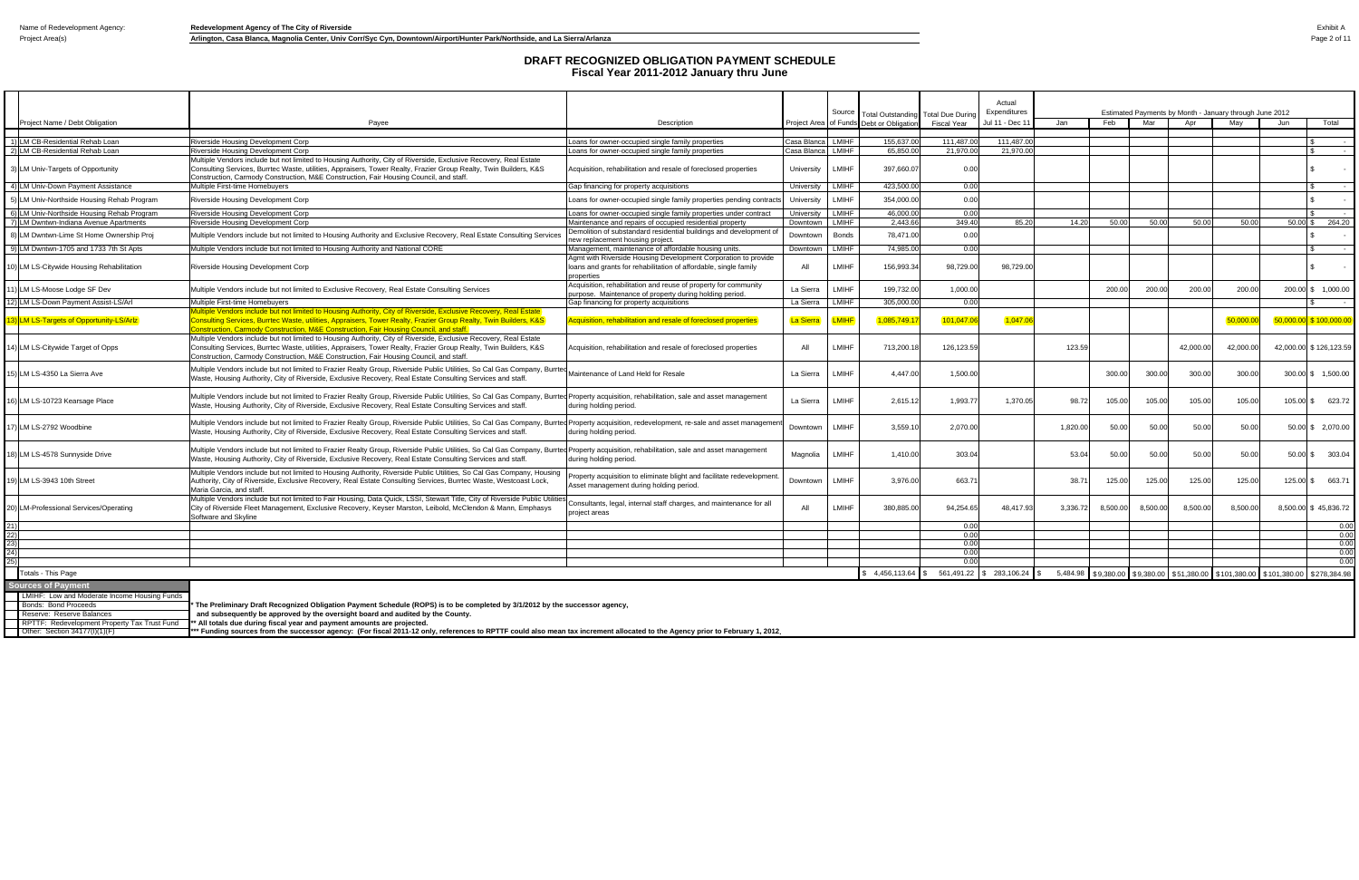Name of Redevelopment Agency: **Redevelopment Agency of The City of Riverside**

Project Area(s) **Arlington, Casa Blanca, Magnolia Center, Univ Corr/Syc Cyn, Downtown/Airport/Hunter Park/Northside, and La Sierra/Arlanza**

Exhibit A

## DRAFT RECOGNIZED OBLIGATION PAYMENT SCHEDULE
### Fiscal Year 2011-2012 January thru June

| | Project Name / Debt Obligation | Payee | Description | Project Area | Source of Funds | Total Outstanding Debt or Obligation | Total Due During Fiscal Year | Actual Expenditures Jul 11 - Dec 11 | Jan | Feb | Mar | Apr | May | Jun | Total |
|---|---|---|---|---|---|---|---|---|---|---|---|---|---|---|---|
| | | | | | | | | | Estimated Payments by Month - January through June 2012 | | | | | | |
| 1) | LM CB-Residential Rehab Loan | Riverside Housing Development Corp | Loans for owner-occupied single family properties | Casa Blanca | LMIHF | 155,637.00 | 111,487.00 | 111,487.00 | | | | | | | $ - |
| 2) | LM CB-Residential Rehab Loan | Riverside Housing Development Corp | Loans for owner-occupied single family properties | Casa Blanca | LMIHF | 65,850.00 | 21,970.00 | 21,970.00 | | | | | | | $ - |
| 3) | LM Univ-Targets of Opportunity | Multiple Vendors include but not limited to Housing Authority, City of Riverside, Exclusive Recovery, Real Estate Consulting Services, Burrtec Waste, utilities, Appraisers, Tower Realty, Frazier Group Realty, Twin Builders, K&S Construction, Carmody Construction, M&E Construction, Fair Housing Council, and staff. | Acquisition, rehabilitation and resale of foreclosed properties | University | LMIHF | 397,660.07 | 0.00 | | | | | | | | $ - |
| 4) | LM Univ-Down Payment Assistance | Multiple First-time Homebuyers | Gap financing for property acquisitions | University | LMIHF | 423,500.00 | 0.00 | | | | | | | | $ - |
| 5) | LM Univ-Northside Housing Rehab Program | Riverside Housing Development Corp | Loans for owner-occupied single family properties pending contracts | University | LMIHF | 354,000.00 | 0.00 | | | | | | | | $ - |
| 6) | LM Univ-Northside Housing Rehab Program | Riverside Housing Development Corp | Loans for owner-occupied single family properties under contract | University | LMIHF | 46,000.00 | 0.00 | | | | | | | | $ - |
| 7) | LM Dwntwn-Indiana Avenue Apartments | Riverside Housing Development Corp | Maintenance and repairs of occupied residential property | Downtown | LMIHF | 2,443.66 | 349.40 | 85.20 | 14.20 | 50.00 | 50.00 | 50.00 | 50.00 | 50.00 | $ 264.20 |
| 8) | LM Dwntwn-Lime St Home Ownership Proj | Multiple Vendors include but not limited to Housing Authority and Exclusive Recovery, Real Estate Consulting Services | Demolition of substandard residential buildings and development of new replacement housing project. | Downtown | Bonds | 78,471.00 | 0.00 | | | | | | | | $ - |
| 9) | LM Dwntwn-1705 and 1733 7th St Apts | Multiple Vendors include but not limited to Housing Authority and National CORE | Management, maintenance of affordable housing units. | Downtown | LMIHF | 74,985.00 | 0.00 | | | | | | | | $ - |
| 10) | LM LS-Citywide Housing Rehabilitation | Riverside Housing Development Corp | Agmt with Riverside Housing Development Corporation to provide loans and grants for rehabilitation of affordable, single family properties | All | LMIHF | 156,993.34 | 98,729.00 | 98,729.00 | | | | | | | $ - |
| 11) | LM LS-Moose Lodge SF Dev | Multiple Vendors include but not limited to Exclusive Recovery, Real Estate Consulting Services | Acquisition, rehabilitation and reuse of property for community purpose. Maintenance of property during holding period. | La Sierra | LMIHF | 199,732.00 | 1,000.00 | | | 200.00 | 200.00 | 200.00 | 200.00 | 200.00 | $ 1,000.00 |
| 12) | LM LS-Down Payment Assist-LS/Arl | Multiple First-time Homebuyers | Gap financing for property acquisitions | La Sierra | LMIHF | 305,000.00 | 0.00 | | | | | | | | $ - |
| 13) | LM LS-Targets of Opportunity-LS/Arlz | Multiple Vendors include but not limited to Housing Authority, City of Riverside, Exclusive Recovery, Real Estate Consulting Services, Burrtec Waste, utilities, Appraisers, Tower Realty, Frazier Group Realty, Twin Builders, K&S Construction, Carmody Construction, M&E Construction, Fair Housing Council, and staff. | Acquisition, rehabilitation and resale of foreclosed properties | La Sierra | LMIHF | 1,085,749.17 | 101,047.06 | 1,047.06 | | | | | 50,000.00 | 50,000.00 | $ 100,000.00 |
| 14) | LM LS-Citywide Target of Opps | Multiple Vendors include but not limited to Housing Authority, City of Riverside, Exclusive Recovery, Real Estate Consulting Services, Burrtec Waste, utilities, Appraisers, Tower Realty, Frazier Group Realty, Twin Builders, K&S Construction, Carmody Construction, M&E Construction, Fair Housing Council, and staff. | Acquisition, rehabilitation and resale of foreclosed properties | All | LMIHF | 713,200.18 | 126,123.59 | | 123.59 | | | 42,000.00 | 42,000.00 | 42,000.00 | $ 126,123.59 |
| 15) | LM LS-4350 La Sierra Ave | Multiple Vendors include but not limited to Frazier Realty Group, Riverside Public Utilities, So Cal Gas Company, Burrtec Waste, Housing Authority, City of Riverside, Exclusive Recovery, Real Estate Consulting Services and staff. | Maintenance of Land Held for Resale | La Sierra | LMIHF | 4,447.00 | 1,500.00 | | | 300.00 | 300.00 | 300.00 | 300.00 | 300.00 | $ 1,500.00 |
| 16) | LM LS-10723 Kearsage Place | Multiple Vendors include but not limited to Frazier Realty Group, Riverside Public Utilities, So Cal Gas Company, Burrtec Waste, Housing Authority, City of Riverside, Exclusive Recovery, Real Estate Consulting Services and staff. | Property acquisition, rehabilitation, sale and asset management during holding period. | La Sierra | LMIHF | 2,615.12 | 1,993.77 | 1,370.05 | 98.72 | 105.00 | 105.00 | 105.00 | 105.00 | 105.00 | $ 623.72 |
| 17) | LM LS-2792 Woodbine | Multiple Vendors include but not limited to Frazier Realty Group, Riverside Public Utilities, So Cal Gas Company, Burrtec Waste, Housing Authority, City of Riverside, Exclusive Recovery, Real Estate Consulting Services and staff. | Property acquisition, redevelopment, re-sale and asset management during holding period. | Downtown | LMIHF | 3,559.10 | 2,070.00 | | 1,820.00 | 50.00 | 50.00 | 50.00 | 50.00 | 50.00 | $ 2,070.00 |
| 18) | LM LS-4578 Sunnyside Drive | Multiple Vendors include but not limited to Frazier Realty Group, Riverside Public Utilities, So Cal Gas Company, Burrtec Waste, Housing Authority, City of Riverside, Exclusive Recovery, Real Estate Consulting Services and staff. | Property acquisition, rehabilitation, sale and asset management during holding period. | Magnolia | LMIHF | 1,410.00 | 303.04 | | 53.04 | 50.00 | 50.00 | 50.00 | 50.00 | 50.00 | $ 303.04 |
| 19) | LM LS-3943 10th Street | Multiple Vendors include but not limited to Housing Authority, Riverside Public Utilities, So Cal Gas Company, Housing Authority, City of Riverside, Exclusive Recovery, Real Estate Consulting Services, Burrtec Waste, Westcoast Lock, Maria Garcia, and staff. | Property acquisition to eliminate blight and facilitate redevelopment. Asset management during holding period. | Downtown | LMIHF | 3,976.00 | 663.71 | | 38.71 | 125.00 | 125.00 | 125.00 | 125.00 | 125.00 | $ 663.71 |
| 20) | LM-Professional Services/Operating | Multiple Vendors include but not limited to Fair Housing, Data Quick, LSSI, Stewart Title, City of Riverside Public Utilities, City of Riverside Fleet Management, Exclusive Recovery, Keyser Marston, Leibold, McClendon & Mann, Emphasys Software and Skyline | Consultants, legal, internal staff charges, and maintenance for all project areas | All | LMIHF | 380,885.00 | 94,254.65 | 48,417.93 | 3,336.72 | 8,500.00 | 8,500.00 | 8,500.00 | 8,500.00 | 8,500.00 | $ 45,836.72 |
| 21) | | | | | | | 0.00 | | | | | | | | 0.00 |
| 22) | | | | | | | 0.00 | | | | | | | | 0.00 |
| 23) | | | | | | | 0.00 | | | | | | | | 0.00 |
| 24) | | | | | | | 0.00 | | | | | | | | 0.00 |
| 25) | | | | | | | 0.00 | | | | | | | | 0.00 |
| | Totals - This Page | | | | | $ 4,456,113.64 | $ 561,491.22 | $ 283,106.24 | $ 5,484.98 | $9,380.00 | $9,380.00 | $51,380.00 | $101,380.00 | $101,380.00 | $278,384.98 |

**Sources of Payment**

- LMIHF: Low and Moderate Income Housing Funds
- Bonds: Bond Proceeds
- Reserve: Reserve Balances
- RPTTF: Redevelopment Property Tax Trust Fund
- Other: Section 34177(l)(1)(F)

\* The Preliminary Draft Recognized Obligation Payment Schedule (ROPS) is to be completed by 3/1/2012 by the successor agency, and subsequently be approved by the oversight board and audited by the County.

\*\* All totals due during fiscal year and payment amounts are projected.

\*\*\* Funding sources from the successor agency: (For fiscal 2011-12 only, references to RPTTF could also mean tax increment allocated to the Agency prior to February 1, 2012.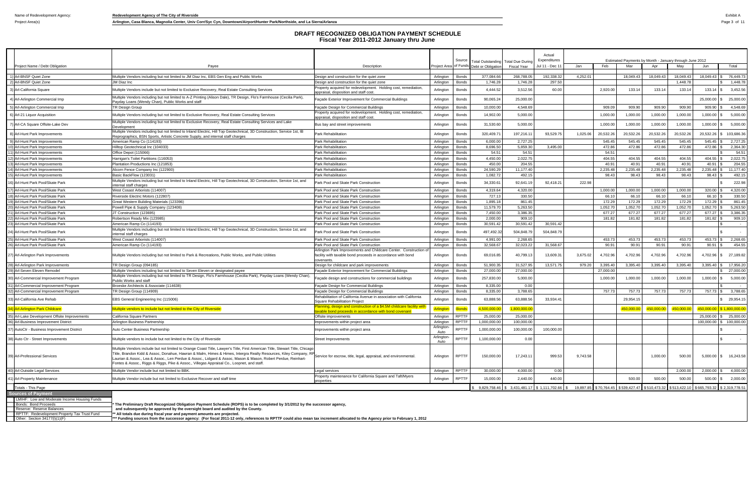Name of Redevelopment Agency: **Redevelopment Agency of The City of Riverside**

Project Area(s) **Arlington, Casa Blanca, Magnolia Center, Univ Corr/Syc Cyn, Downtown/Airport/Hunter Park/Northside, and La Sierra/Arlanza**

Exhibit A

## DRAFT RECOGNIZED OBLIGATION PAYMENT SCHEDULE
### Fiscal Year 2011-2012 January thru June

| | Project Name / Debt Obligation | Payee | Description | Project Area | Source of Funds | Total Outstanding Debt or Obligation | Total Due During Fiscal Year | Actual Expenditures Jul 11 - Dec 11 | Estimated Payments by Month - January through June 2012 | | | | | | |
|---|---|---|---|---|---|---|---|---|---|---|---|---|---|---|---|
| | | | | | | | | | Jan | Feb | Mar | Apr | May | Jun | Total |
| 1) | Arl-BNSF Quiet Zone | Multiple Vendors including but not limited to JM Diaz Inc, EBS Gen Eng and Public Works | Design and construction for the quiet zone | Arlington | Bonds | 377,084.66 | 268,788.05 | 192,338.32 | 4,252.01 | | 18,049.43 | 18,049.43 | 18,049.43 | 18,049.43 | $ 76,449.73 |
| 2) | Arl-BNSF Quiet Zone | JM Diaz Inc | Design and construction for the quiet zone | Arlington | Bonds | 1,746.28 | 1,746.28 | 297.50 | | | | | 1,448.78 | | $ 1,448.78 |
| 3) | Arl-California Square | Multiple Vendors include but not limited to Exclusive Recovery, Real Estate Consulting Services | Property acquired for redevelopment. Holding cost, remediation, appraisal, disposition and staff cost. | Arlington | Bonds | 4,444.52 | 3,512.56 | 60.00 | | 2,920.00 | 133.14 | 133.14 | 133.14 | 133.14 | $ 3,452.56 |
| 4) | Arl-Arlington Commercial Imp | Multiple Vendors including but not limited to A-Z Printing (Alison Dale), TR Design, Flo's Farmhouse (Cecilia Park), Payday Loans (Wendy Chan), Public Works and staff | Façade Exterior Improvement for Commercial Buildings | Arlington | Bonds | 90,065.24 | 25,000.00 | | | | | | | 25,000.00 | $ 25,000.00 |
| 5) | Arl-Arlington Commercial Imp | TR Design Group | Façade Design for Commercial Buildings | Arlington | Bonds | 10,000.00 | 4,548.69 | | | 909.09 | 909.09 | 909.09 | 909.09 | 909.09 | $ 4,548.69 |
| 6) | Arl-21 Liquor Acquisition | Multiple Vendors including but not limited to Exclusive Recovery, Real Estate Consulting Services | Property acquired for redevelopment. Holding cost, remediation, appraisal, disposition and staff cost. | Arlington | Bonds | 14,902.00 | 5,000.00 | | | 1,000.00 | 1,000.00 | 1,000.00 | 1,000.00 | 1,000.00 | $ 5,000.00 |
| 7) | Arl-CA Square Offsite-Lake Dev | Multiple Vendors including but not limited to Exclusive Recovery, Real Estate Consulting Services and Lake Development | Bus bay and street improvements | Arlington | Bonds | 31,530.60 | 5,000.00 | | | 1,000.00 | 1,000.00 | 1,000.00 | 1,000.00 | 1,000.00 | $ 5,000.00 |
| 8) | Arl-Hunt Park Improvements | Multiple Vendors including but not limited to Inland Electric, Hill Top Geotechnical, 3D Construction, Service 1st, IB Reprographics, BSN Sports, Artistic Concrete Supply, and internal staff charges | Park Rehabilitation | Arlington | Bonds | 320,409.71 | 197,216.11 | 93,529.75 | 1,025.06 | 20,532.26 | 20,532.26 | 20,532.26 | 20,532.26 | 20,532.26 | $ 103,686.36 |
| 9) | Arl-Hunt Park Improvements | American Ramp Co (114193) | Park Rehabilitation | Arlington | Bonds | 6,000.00 | 2,727.25 | | | 545.45 | 545.45 | 545.45 | 545.45 | 545.45 | $ 2,727.25 |
| 10) | Arl-Hunt Park Improvements | Hilltop Geotechnical Inc (104033) | Park Rehabilitation | Arlington | Bonds | 8,696.50 | 5,859.30 | 3,495.00 | | 472.86 | 472.86 | 472.86 | 472.86 | 472.86 | $ 2,364.30 |
| 11) | Arl-Hunt Park Improvements | Office Depot (115066) | Park Rehabilitation | Arlington | Bonds | 54.51 | 54.51 | | | 54.51 | | | | | $ 54.51 |
| 12) | Arl-Hunt Park Improvements | Harrigan's Toilet Partitions (116053) | Park Rehabilitation | Arlington | Bonds | 4,450.00 | 2,022.75 | | | 404.55 | 404.55 | 404.55 | 404.55 | 404.55 | $ 2,022.75 |
| 13) | Arl-Hunt Park Improvements | Plantation Productions Inc (121853) | Park Rehabilitation | Arlington | Bonds | 450.00 | 204.55 | | | 40.91 | 40.91 | 40.91 | 40.91 | 40.91 | $ 204.55 |
| 14) | Arl-Hunt Park Improvements | Alcorn Fence Company Inc (122900) | Park Rehabilitation | Arlington | Bonds | 24,590.29 | 11,177.40 | | | 2,235.48 | 2,235.48 | 2,235.48 | 2,235.48 | 2,235.48 | $ 11,177.40 |
| 15) | Arl-Hunt Park Improvements | Basic BackFlow (123031) | Park Rehabilitation | Arlington | Bonds | 1,082.72 | 492.15 | | | 98.43 | 98.43 | 98.43 | 98.43 | 98.43 | $ 492.15 |
| 16) | Arl-Hunt Park Pool/Skate Park | Multiple Vendors including but not limited to Inland Electric, Hill Top Geotechnical, 3D Construction, Service 1st, and internal staff charges | Park Pool and Skate Park Construction | Arlington | Bonds | 34,330.61 | 92,641.19 | 92,418.21 | 222.98 | | | | | | $ 222.98 |
| 17) | Arl-Hunt Park Pool/Skate Park | West Cosast Arborists (114007) | Park Pool and Skate Park Construction | Arlington | Bonds | 4,319.64 | 4,320.00 | | | 1,000.00 | 1,000.00 | 1,000.00 | 1,000.00 | 320.00 | $ 4,320.00 |
| 18) | Arl-Hunt Park Pool/Skate Park | Riverside Electric Motors (122807) | Park Pool and Skate Park Construction | Arlington | Bonds | 727.13 | 330.50 | | | 66.10 | 66.10 | 66.10 | 66.10 | 66.10 | $ 330.50 |
| 19) | Arl-Hunt Park Pool/Skate Park | Great Western Buliding Materials (123396) | Park Pool and Skate Park Construction | Arlington | Bonds | 1,895.18 | 861.45 | | | 172.29 | 172.29 | 172.29 | 172.29 | 172.29 | $ 861.45 |
| 20) | Arl-Hunt Park Pool/Skate Park | Powell Pipe & Supply Company (123408) | Park Pool and Skate Park Construction | Arlington | Bonds | 11,579.70 | 5,263.50 | | | 1,052.70 | 1,052.70 | 1,052.70 | 1,052.70 | 1,052.70 | $ 5,263.50 |
| 21) | Arl-Hunt Park Pool/Skate Park | JT Construction (123695) | Park Pool and Skate Park Construction | Arlington | Bonds | 7,450.00 | 3,386.35 | | | 677.27 | 677.27 | 677.27 | 677.27 | 677.27 | $ 3,386.35 |
| 22) | Arl-Hunt Park Pool/Skate Park | Robertson Ready Mix (123985) | Park Pool and Skate Park Construction | Arlington | Bonds | 2,000.00 | 909.10 | | | 181.82 | 181.82 | 181.82 | 181.82 | 181.82 | $ 909.10 |
| 23) | Arl-Hunt Park Pool/Skate Park | American Ramp Co (114193) | Park Pool and Skate Park Construction | Arlington | Bonds | 30,591.42 | 30,591.42 | 30,591.42 | | | | | | | $ - |
| 24) | Arl-Hunt Park Pool/Skate Park | Multiple Vendors including but not limited to Inland Electric, Hill Top Geotechnical, 3D Construction, Service 1st, and internal staff charges | Park Pool and Skate Park Construction | Arlington | Bonds | 497,492.32 | 504,848.79 | 504,848.79 | | | | | | | $ - |
| 25) | Arl-Hunt Park Pool/Skate Park | West Cosast Arborists (114007) | Park Pool and Skate Park Construction | Arlington | Bonds | 4,991.00 | 2,268.65 | | | 453.73 | 453.73 | 453.73 | 453.73 | 453.73 | $ 2,268.65 |
| 26) | Arl-Hunt Park Pool/Skate Park | American Ramp Co (114193) | Park Pool and Skate Park Construction | Arlington | Bonds | 32,568.67 | 32,023.22 | 31,568.67 | | 90.91 | 90.91 | 90.91 | 90.91 | 90.91 | $ 454.55 |
| 27) | Arl-Arlington Park Improvements | Multiple Vendors including but not limited to Park & Recreations, Public Works, and Public Utilities | Arlington Park Improvements and Childcare Center. Construction of facility with taxable bond proceeds in accordance with bond covenants. | Arlington | Bonds | 69,016.85 | 40,799.13 | 13,609.31 | 3,675.02 | 4,702.96 | 4,702.96 | 4,702.96 | 4,702.96 | 4,702.96 | $ 27,189.82 |
| 28) | Arl-Arlington Park Improvements | TR Design Group (094185) | Design for childcare and park improvements | Arlington | Bonds | 51,900.35 | 31,527.95 | 13,571.75 | 979.20 | 3,395.40 | 3,395.40 | 3,395.40 | 3,395.40 | 3,395.40 | $ 17,956.20 |
| 29) | Arl-Seven Eleven Remodel | Multiple Vendors including but not limited to Seven Eleven or designated payee | Façade Exterior Improvement for Commercial Buildings | Arlington | Bonds | 27,000.00 | 27,000.00 | | | 27,000.00 | | | | | $ 27,000.00 |
| 30) | Arl-Commercial Improvement Program | Multiple Vendors including but not limited to TR Design, Flo's Farmhouse (Cecilia Park), Payday Loans (Wendy Chan), Public Works and staff | Façade design and constructions for commercial buildings | Arlington | Bonds | 257,830.00 | 5,000.00 | | | 1,000.00 | 1,000.00 | 1,000.00 | 1,000.00 | 1,000.00 | $ 5,000.00 |
| 31) | Arl-Commercial Improvement Program | Broeske Architects & Associate (114638) | Façade Design for Commercial Buildings | Arlington | Bonds | 8,335.00 | 0.00 | | | | | | | | $ - |
| 32) | Arl-Commercial Improvement Program | TR Design Group (114909) | Façade Design for Commercial Buildings | Arlington | Bonds | 8,335.00 | 3,788.65 | | | 757.73 | 757.73 | 757.73 | 757.73 | 757.73 | $ 3,788.65 |
| 33) | Arl-California Ave Rehab | EBS General Engineering Inc (115006) | Rehabilitation of California Avenue in association with California Square Rehabilitation Project | Arlington | Bonds | 63,888.56 | 63,888.56 | 33,934.41 | | | 29,954.15 | | | | $ 29,954.15 |
| 34) | Arl-Arlington Park Childcare | Multiple vendors to include but not limited to the City of Riverside | Planning, design and construction of a $4.5M childcare facility with taxable bond proceeds in accordance with bond covenant | Arlington | Bonds | 4,500,000.00 | 1,800,000.00 | | | | 450,000.00 | 450,000.00 | 450,000.00 | 450,000.00 | $ 1,800,000.00 |
| 35) | Arl-Lake Development Offsite Improvements | California Square Partners | Offsite improvements | Arlington | RPTTF | 25,000.00 | 25,000.00 | | | | | | | 25,000.00 | $ 25,000.00 |
| 36) | Arl-Business Improvement District | Arlington Business Partnership | Improvements within project area | Arlington | RPTTF | 1,000,000.00 | 100,000.00 | | | | | | | 100,000.00 | $ 100,000.00 |
| 37) | AutoCtr - Business Improvement District | Auto Center Business Partnership | Improvements within project area | Arlington-Auto | RPTTF | 1,000,000.00 | 100,000.00 | 100,000.00 | | | | | | | $ - |
| 38) | Auto Ctr - Street Improvements | Multiple vendors to include but not limited to the City of Riverside | Street Improvements | Arlington-Auto | RPTTF | 1,100,000.00 | 0.00 | | | | | | | | $ - |
| 39) | Arl-Professional Services | Multiple Vendors include but not limited to Orange Coast Title, Lawyer's Title, First American Title, Stewart Title, Chicago Title, Brandon Kidd & Assoc, Donahue, Hawran & Malm, Himes & Himes, Intergra Realty Resources, Kiley Company, RP Laurian & Assoc., Lea & Assoc., Len Perdue & Assoc., Lidgard & Assoc, Mason & Mason, Robert Perdue, Reinhart-Fontes & Assoc., Riggs & Riggs, Pike & Assoc., Villegas Appraisal Co., Loopnet, and staff. | Service for escrow, title, legal, appraisal, and environmental. | Arlington | RPTTF | 150,000.00 | 17,243.11 | 999.53 | 9,743.58 | | | 1,000.00 | 500.00 | 5,000.00 | $ 16,243.58 |
| 40) | Arl-Outside Legal Services | Multiple Vendor include but not limited to BBK. | Legal services | Arlington | RPTTF | 30,000.00 | 4,000.00 | 0.00 | | | | | 2,000.00 | 2,000.00 | $ 4,000.00 |
| 41) | Arl-Property Maintenance | Multiple Vendor include but not limited to Exclusive Recover and staff time | Property maintenance for California Square and Taft/Myers properties | Arlington | RPTTF | 15,000.00 | 2,440.00 | 440.00 | | | 500.00 | 500.00 | 500.00 | 500.00 | $ 2,000.00 |
| | Totals - This Page | | | | | $ 9,829,758.46 | $ 3,431,481.17 | $ 1,111,702.66 | $ 19,897.85 | $ 70,764.45 | $ 539,427.47 | $ 510,473.32 | $ 513,422.10 | $ 665,793.32 | $ 2,319,778.51 |

**Sources of Payment**

- LMIHF: Low and Moderate Income Housing Funds
- Bonds: Bond Proceeds
- Reserve: Reserve Balances
- RPTTF: Redevelopment Property Tax Trust Fund
- Other: Section 34177(l)(1)(F)

\* The Preliminary Draft Recognized Obligation Payment Schedule (ROPS) is to be completed by 3/1/2012 by the successor agency, and subsequently be approved by the oversight board and audited by the County.

\*\* All totals due during fiscal year and payment amounts are projected.

\*\*\* Funding sources from the successor agency: (For fiscal 2011-12 only, references to RPTTF could also mean tax increment allocated to the Agency prior to February 1, 2012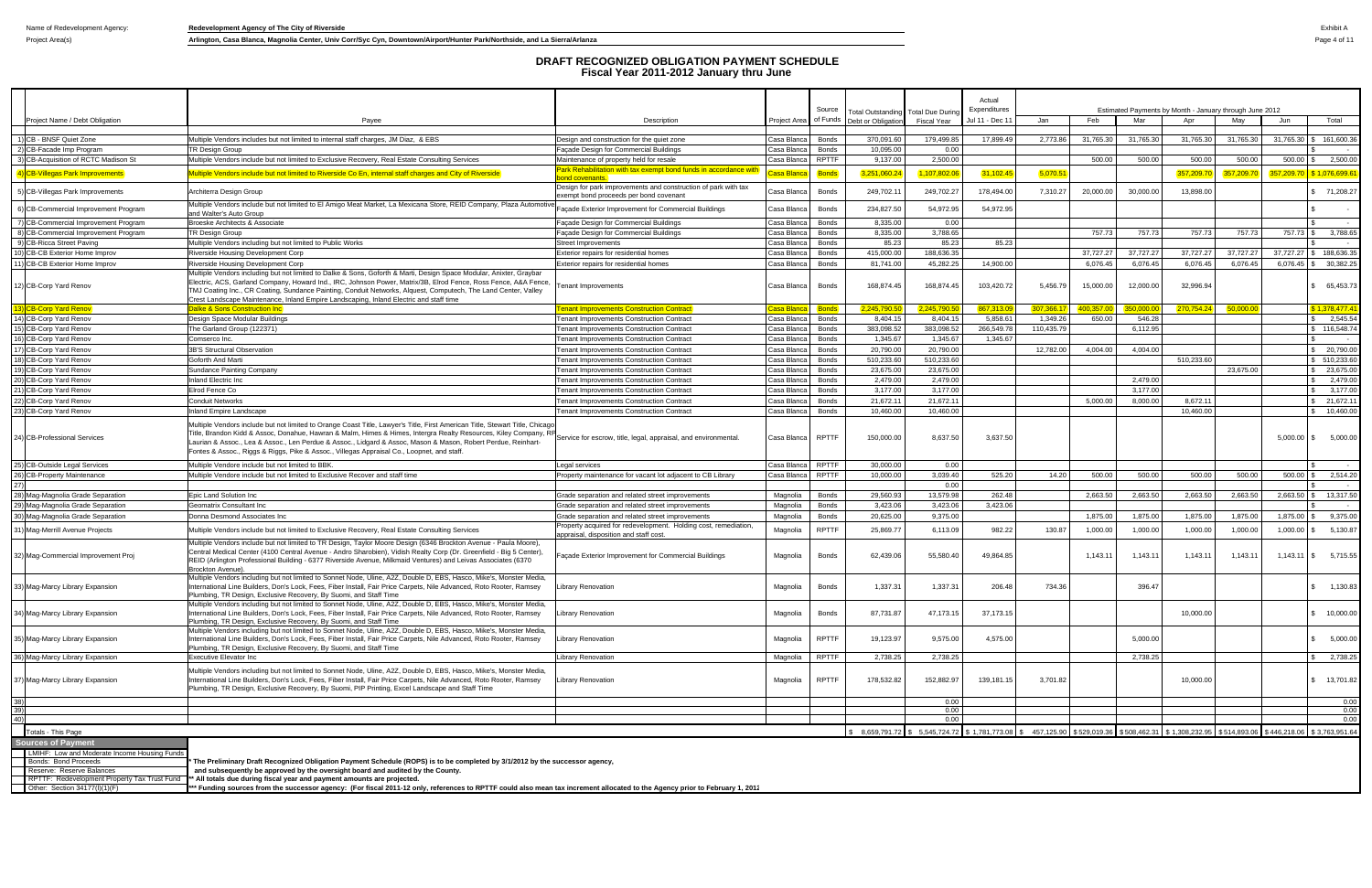Name of Redevelopment Agency: **Redevelopment Agency of The City of Riverside**

Project Area(s) **Arlington, Casa Blanca, Magnolia Center, Univ Corr/Syc Cyn, Downtown/Airport/Hunter Park/Northside, and La Sierra/Arlanza**

Exhibit A

# DRAFT RECOGNIZED OBLIGATION PAYMENT SCHEDULE
## Fiscal Year 2011-2012 January thru June

| | Project Name / Debt Obligation | Payee | Description | Project Area | Source of Funds | Total Outstanding Debt or Obligation | Total Due During Fiscal Year | Actual Expenditures Jul 11 - Dec 11 | Estimated Payments by Month - January through June 2012 Jan | Feb | Mar | Apr | May | Jun | Total |
|---|---|---|---|---|---|---|---|---|---|---|---|---|---|---|---|
| 1) | CB - BNSF Quiet Zone | Multiple Vendors includes but not limited to internal staff charges, JM Diaz, & EBS | Design and construction for the quiet zone | Casa Blanca | Bonds | 370,091.60 | 179,499.85 | 17,899.49 | 2,773.86 | 31,765.30 | 31,765.30 | 31,765.30 | 31,765.30 | 31,765.30 | $ 161,600.36 |
| 2) | CB-Facade Imp Program | TR Design Group | Façade Design for Commercial Buildings | Casa Blanca | Bonds | 10,095.00 | 0.00 | | | | | | | | $ - |
| 3) | CB-Acquisition of RCTC Madison St | Multiple Vendors include but not limited to Exclusive Recovery, Real Estate Consulting Services | Maintenance of property held for resale | Casa Blanca | RPTTF | 9,137.00 | 2,500.00 | | | 500.00 | 500.00 | 500.00 | 500.00 | 500.00 | $ 2,500.00 |
| 4) | CB-Villegas Park Improvements | Multiple Vendors include but not limited to Riverside Co En, internal staff charges and City of Riverside | Park Rehabilitation with tax exempt bond funds in accordance with bond covenants. | Casa Blanca | Bonds | 3,251,060.24 | 1,107,802.06 | 31,102.45 | 5,070.51 | | | 357,209.70 | 357,209.70 | 357,209.70 | $ 1,076,699.61 |
| 5) | CB-Villegas Park Improvements | Architerra Design Group | Design for park improvements and construction of park with tax exempt bond proceeds per bond covenant | Casa Blanca | Bonds | 249,702.11 | 249,702.27 | 178,494.00 | 7,310.27 | 20,000.00 | 30,000.00 | 13,898.00 | | | $ 71,208.27 |
| 6) | CB-Commercial Improvement Program | Multiple Vendors include but not limited to El Amigo Meat Market, La Mexicana Store, REID Company, Plaza Automotive and Walter's Auto Group | Façade Exterior Improvement for Commercial Buildings | Casa Blanca | Bonds | 234,827.50 | 54,972.95 | 54,972.95 | | | | | | | $ - |
| 7) | CB-Commercial Improvement Program | Broeske Architects & Associate | Façade Design for Commercial Buildings | Casa Blanca | Bonds | 8,335.00 | 0.00 | | | | | | | | $ - |
| 8) | CB-Commercial Improvement Program | TR Design Group | Façade Design for Commercial Buildings | Casa Blanca | Bonds | 8,335.00 | 3,788.65 | | | 757.73 | 757.73 | 757.73 | 757.73 | 757.73 | $ 3,788.65 |
| 9) | CB-Ricca Street Paving | Multiple Vendors including but not limited to Public Works | Street Improvements | Casa Blanca | Bonds | 85.23 | 85.23 | 85.23 | | | | | | | $ - |
| 10) | CB-CB Exterior Home Improv | Riverside Housing Development Corp | Exterior repairs for residential homes | Casa Blanca | Bonds | 415,000.00 | 188,636.35 | | | 37,727.27 | 37,727.27 | 37,727.27 | 37,727.27 | 37,727.27 | $ 188,636.35 |
| 11) | CB-CB Exterior Home Improv | Riverside Housing Development Corp | Exterior repairs for residential homes | Casa Blanca | Bonds | 81,741.00 | 45,282.25 | 14,900.00 | | 6,076.45 | 6,076.45 | 6,076.45 | 6,076.45 | 6,076.45 | $ 30,382.25 |
| 12) | CB-Corp Yard Renov | Multiple Vendors including but not limited to Dalke & Sons, Goforth & Marti, Design Space Modular, Anixter, Graybar Electric, ACS, Garland Company, Howard Ind., IRC, Johnson Power, Matrix/3B, Elrod Fence, Ross Fence, A&A Fence, TMJ Coating Inc., CR Coating, Sundance Painting, Conduit Networks, Alquest, Computech, The Land Center, Valley Crest Landscape Maintenance, Inland Empire Landscaping, Inland Electric and staff time | Tenant Improvements | Casa Blanca | Bonds | 168,874.45 | 168,874.45 | 103,420.72 | 5,456.79 | 15,000.00 | 12,000.00 | 32,996.94 | | | $ 65,453.73 |
| 13) | CB-Corp Yard Renov | Dalke & Sons Construction Inc | Tenant Improvements Construction Contract | Casa Blanca | Bonds | 2,245,790.50 | 2,245,790.50 | 867,313.09 | 307,366.17 | 400,357.00 | 350,000.00 | 270,754.24 | 50,000.00 | | $ 1,378,477.41 |
| 14) | CB-Corp Yard Renov | Design Space Modular Buildings | Tenant Improvements Construction Contract | Casa Blanca | Bonds | 8,404.15 | 8,404.15 | 5,858.61 | 1,349.26 | 650.00 | 546.28 | | | | $ 2,545.54 |
| 15) | CB-Corp Yard Renov | The Garland Group (122371) | Tenant Improvements Construction Contract | Casa Blanca | Bonds | 383,098.52 | 383,098.52 | 266,549.78 | 110,435.79 | | 6,112.95 | | | | $ 116,548.74 |
| 16) | CB-Corp Yard Renov | Comserco Inc. | Tenant Improvements Construction Contract | Casa Blanca | Bonds | 1,345.67 | 1,345.67 | 1,345.67 | | | | | | | $ - |
| 17) | CB-Corp Yard Renov | 3B'S Structural Observation | Tenant Improvements Construction Contract | Casa Blanca | Bonds | 20,790.00 | 20,790.00 | | 12,782.00 | 4,004.00 | 4,004.00 | | | | $ 20,790.00 |
| 18) | CB-Corp Yard Renov | Goforth And Marti | Tenant Improvements Construction Contract | Casa Blanca | Bonds | 510,233.60 | 510,233.60 | | | | | 510,233.60 | | | $ 510,233.60 |
| 19) | CB-Corp Yard Renov | Sundance Painting Company | Tenant Improvements Construction Contract | Casa Blanca | Bonds | 23,675.00 | 23,675.00 | | | | | | 23,675.00 | | $ 23,675.00 |
| 20) | CB-Corp Yard Renov | Inland Electric Inc | Tenant Improvements Construction Contract | Casa Blanca | Bonds | 2,479.00 | 2,479.00 | | | | 2,479.00 | | | | $ 2,479.00 |
| 21) | CB-Corp Yard Renov | Elrod Fence Co | Tenant Improvements Construction Contract | Casa Blanca | Bonds | 3,177.00 | 3,177.00 | | | | 3,177.00 | | | | $ 3,177.00 |
| 22) | CB-Corp Yard Renov | Conduit Networks | Tenant Improvements Construction Contract | Casa Blanca | Bonds | 21,672.11 | 21,672.11 | | | 5,000.00 | 8,000.00 | 8,672.11 | | | $ 21,672.11 |
| 23) | CB-Corp Yard Renov | Inland Empire Landscape | Tenant Improvements Construction Contract | Casa Blanca | Bonds | 10,460.00 | 10,460.00 | | | | | 10,460.00 | | | $ 10,460.00 |
| 24) | CB-Professional Services | Multiple Vendors include but not limited to Orange Coast Title, Lawyer's Title, First American Title, Stewart Title, Chicago Title, Brandon Kidd & Assoc, Donahue, Hawran & Malm, Himes & Himes, Intergra Realty Resources, Kiley Company, RP Laurian & Assoc., Lea & Assoc., Len Perdue & Assoc., Lidgard & Assoc, Mason & Mason, Robert Perdue, Reinhart-Fontes & Assoc., Riggs & Riggs, Pike & Assoc., Villegas Appraisal Co., Loopnet, and staff. | Service for escrow, title, legal, appraisal, and environmental. | Casa Blanca | RPTTF | 150,000.00 | 8,637.50 | 3,637.50 | | | | | | 5,000.00 | $ 5,000.00 |
| 25) | CB-Outside Legal Services | Multiple Vendors include but not limited to BBK. | Legal services | Casa Blanca | RPTTF | 30,000.00 | 0.00 | | | | | | | | $ - |
| 26) | CB-Property Maintenance | Multiple Vendore include but not limited to Exclusive Recover and staff time | Property maintenance for vacant lot adjacent to CB Library | Casa Blanca | RPTTF | 10,000.00 | 3,039.40 | 525.20 | 14.20 | 500.00 | 500.00 | 500.00 | 500.00 | 500.00 | $ 2,514.20 |
| 27) | | | | | | | 0.00 | | | | | | | | $ - |
| 28) | Mag-Magnolia Grade Separation | Epic Land Solution Inc | Grade separation and related street improvements | Magnolia | Bonds | 29,560.93 | 13,579.98 | 262.48 | | 2,663.50 | 2,663.50 | 2,663.50 | 2,663.50 | 2,663.50 | $ 13,317.50 |
| 29) | Mag-Magnolia Grade Separation | Geomatrix Consultant Inc | Grade separation and related street improvements | Magnolia | Bonds | 3,423.06 | 3,423.06 | 3,423.06 | | | | | | | $ - |
| 30) | Mag-Magnolia Grade Separation | Donna Desmond Associates Inc | Grade separation and related street improvements | Magnolia | Bonds | 20,625.00 | 9,375.00 | | | 1,875.00 | 1,875.00 | 1,875.00 | 1,875.00 | 1,875.00 | $ 9,375.00 |
| 31) | Mag-Merrill Avenue Projects | Multiple Vendors include but not limited to Exclusive Recovery, Real Estate Consulting Services | Property acquired for redevelopment. Holding cost, remediation, appraisal, disposition and staff cost. | Magnolia | RPTTF | 25,869.77 | 6,113.09 | 982.22 | 130.87 | 1,000.00 | 1,000.00 | 1,000.00 | 1,000.00 | 1,000.00 | $ 5,130.87 |
| 32) | Mag-Commercial Improvement Proj | Multiple Vendors include but not limited to TR Design, Taylor Moore Design (6346 Brockton Avenue - Paula Moore), Central Medical Center (4100 Central Avenue - Andro Sharobien), Vidish Realty Corp (Dr. Greenfield - Big 5 Center), REID (Arlington Professional Building - 6377 Riverside Avenue, Milkmaid Ventures) and Leivas Associates (6370 Brockton Avenue). | Façade Exterior Improvement for Commercial Buildings | Magnolia | Bonds | 62,439.06 | 55,580.40 | 49,864.85 | | 1,143.11 | 1,143.11 | 1,143.11 | 1,143.11 | 1,143.11 | $ 5,715.55 |
| 33) | Mag-Marcy Library Expansion | Multiple Vendors including but not limited to Sonnet Node, Uline, A2Z, Double D, EBS, Hasco, Mike's, Monster Media, International Line Builders, Don's Lock, Fees, Fiber Install, Fair Price Carpets, Nile Advanced, Roto Rooter, Ramsey Plumbing, TR Design, Exclusive Recovery, By Suomi, and Staff Time | Library Renovation | Magnolia | Bonds | 1,337.31 | 1,337.31 | 206.48 | 734.36 | | 396.47 | | | | $ 1,130.83 |
| 34) | Mag-Marcy Library Expansion | Multiple Vendors including but not limited to Sonnet Node, Uline, A2Z, Double D, EBS, Hasco, Mike's, Monster Media, International Line Builders, Don's Lock, Fees, Fiber Install, Fair Price Carpets, Nile Advanced, Roto Rooter, Ramsey Plumbing, TR Design, Exclusive Recovery, By Suomi, and Staff Time | Library Renovation | Magnolia | Bonds | 87,731.87 | 47,173.15 | 37,173.15 | | | | 10,000.00 | | | $ 10,000.00 |
| 35) | Mag-Marcy Library Expansion | Multiple Vendors including but not limited to Sonnet Node, Uline, A2Z, Double D, EBS, Hasco, Mike's, Monster Media, International Line Builders, Don's Lock, Fees, Fiber Install, Fair Price Carpets, Nile Advanced, Roto Rooter, Ramsey Plumbing, TR Design, Exclusive Recovery, By Suomi, and Staff Time | Library Renovation | Magnolia | RPTTF | 19,123.97 | 9,575.00 | 4,575.00 | | | 5,000.00 | | | | $ 5,000.00 |
| 36) | Mag-Marcy Library Expansion | Executive Elevator Inc | Library Renovation | Magnolia | RPTTF | 2,738.25 | 2,738.25 | | | | 2,738.25 | | | | $ 2,738.25 |
| 37) | Mag-Marcy Library Expansion | Multiple Vendors including but not limited to Sonnet Node, Uline, A2Z, Double D, EBS, Hasco, Mike's, Monster Media, International Line Builders, Don's Lock, Fees, Fiber Install, Fair Price Carpets, Nile Advanced, Roto Rooter, Ramsey Plumbing, TR Design, Exclusive Recovery, By Suomi, PIP Printing, Excel Landscape and Staff Time | Library Renovation | Magnolia | RPTTF | 178,532.82 | 152,882.97 | 139,181.15 | 3,701.82 | | | 10,000.00 | | | $ 13,701.82 |
| 38) | | | | | | | 0.00 | | | | | | | | 0.00 |
| 39) | | | | | | | 0.00 | | | | | | | | 0.00 |
| 40) | | | | | | | 0.00 | | | | | | | | 0.00 |
| | Totals - This Page | | | | | $ 8,659,791.72 | $ 5,545,724.72 | $ 1,781,773.08 | $ 457,125.90 | $ 529,019.36 | $ 508,462.31 | $ 1,308,232.95 | $ 514,893.06 | $ 446,218.06 | $ 3,763,951.64 |

**Sources of Payment**

- LMIHF: Low and Moderate Income Housing Funds
- Bonds: Bond Proceeds
- Reserve: Reserve Balances
- RPTTF: Redevelopment Property Tax Trust Fund
- Other: Section 34177(l)(1)(F)

\* The Preliminary Draft Recognized Obligation Payment Schedule (ROPS) is to be completed by 3/1/2012 by the successor agency, and subsequently be approved by the oversight board and audited by the County.

\*\* All totals due during fiscal year and payment amounts are projected.

\*\*\* Funding sources from the successor agency: (For fiscal 2011-12 only, references to RPTTF could also mean tax increment allocated to the Agency prior to February 1, 2012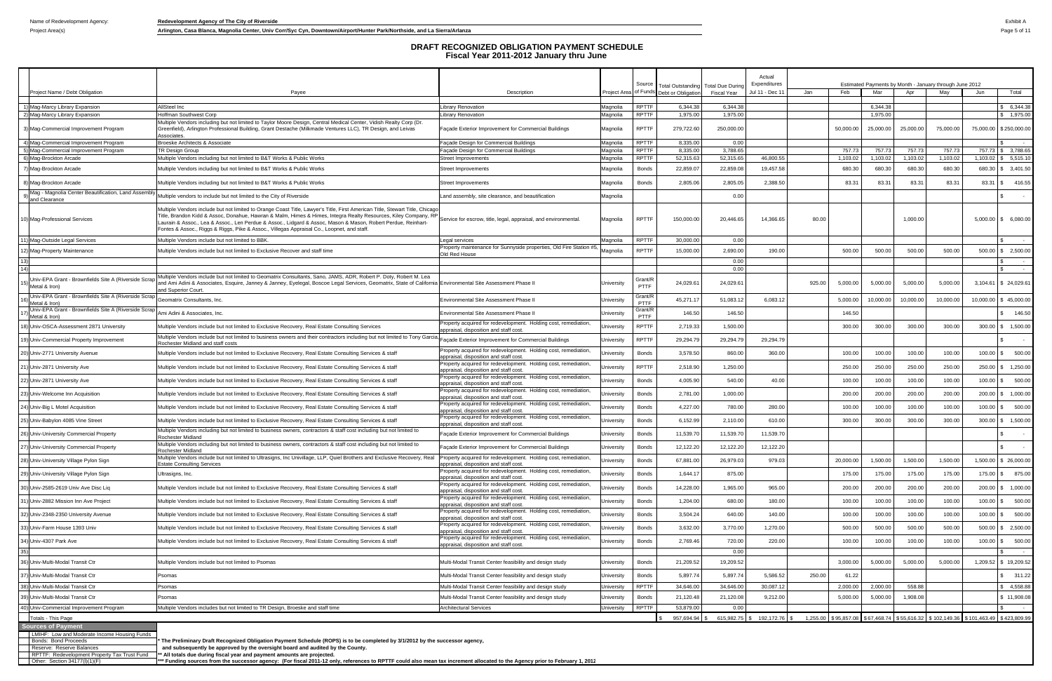Name of Redevelopment Agency: **Redevelopment Agency of The City of Riverside**

Project Area(s) **Arlington, Casa Blanca, Magnolia Center, Univ Corr/Syc Cyn, Downtown/Airport/Hunter Park/Northside, and La Sierra/Arlanza**

Exhibit A

# DRAFT RECOGNIZED OBLIGATION PAYMENT SCHEDULE
## Fiscal Year 2011-2012 January thru June

| | Project Name / Debt Obligation | Payee | Description | Project Area | Source of Funds | Total Outstanding Debt or Obligation | Total Due During Fiscal Year | Actual Expenditures Jul 11 - Dec 11 | Jan | Feb | Mar | Apr | May | Jun | Total |
|---|---|---|---|---|---|---|---|---|---|---|---|---|---|---|---|
| | | | | | | | | | Estimated Payments by Month - January through June 2012 | | | | | | |
| 1) | Mag-Marcy Library Expansion | AllSteel Inc | Library Renovation | Magnolia | RPTTF | 6,344.38 | 6,344.38 | | | | 6,344.38 | | | | $ 6,344.38 |
| 2) | Mag-Marcy Library Expansion | Hoffman Southwest Corp | Library Renovation | Magnolia | RPTTF | 1,975.00 | 1,975.00 | | | | 1,975.00 | | | | $ 1,975.00 |
| 3) | Mag-Commercial Improvement Program | Multiple Vendors including but not limited to Taylor Moore Design, Central Medical Center, Vidish Realty Corp (Dr. Greenfield), Arlington Professional Building, Grant Destache (Milkmade Ventures LLC), TR Design, and Leivas Associates. | Façade Exterior Improvement for Commercial Buildings | Magnolia | RPTTF | 279,722.60 | 250,000.00 | | | 50,000.00 | 25,000.00 | 25,000.00 | 75,000.00 | 75,000.00 | $ 250,000.00 |
| 4) | Mag-Commercial Improvement Program | Broeske Architects & Associate | Façade Design for Commercial Buildings | Magnolia | RPTTF | 8,335.00 | 0.00 | | | | | | | | $ - |
| 5) | Mag-Commercial Improvement Program | TR Design Group | Façade Design for Commercial Buildings | Magnolia | RPTTF | 8,335.00 | 3,788.65 | | | 757.73 | 757.73 | 757.73 | 757.73 | 757.73 | $ 3,788.65 |
| 6) | Mag-Brockton Arcade | Multiple Vendors including but not limited to B&T Works & Public Works | Street Improvements | Magnolia | RPTTF | 52,315.63 | 52,315.65 | 46,800.55 | | 1,103.02 | 1,103.02 | 1,103.02 | 1,103.02 | 1,103.02 | $ 5,515.10 |
| 7) | Mag-Brockton Arcade | Multiple Vendors including but not limited to B&T Works & Public Works | Street Improvements | Magnolia | Bonds | 22,859.07 | 22,859.08 | 19,457.58 | | 680.30 | 680.30 | 680.30 | 680.30 | 680.30 | $ 3,401.50 |
| 8) | Mag-Brockton Arcade | Multiple Vendors including but not limited to B&T Works & Public Works | Street Improvements | Magnolia | Bonds | 2,805.06 | 2,805.05 | 2,388.50 | | 83.31 | 83.31 | 83.31 | 83.31 | 83.31 | $ 416.55 |
| 9) | Mag - Magnolia Center Beautification, Land Assembly and Clearance | Multiple vendors to include but not limited to the City of Riverside | Land assembly, site clearance, and beautification | Magnolia | | | 0.00 | | | | | | | | $ - |
| 10) | Mag-Professional Services | Multiple Vendors include but not limited to Orange Coast Title, Lawyer's Title, First American Title, Stewart Title, Chicago Title, Brandon Kidd & Assoc, Donahue, Hawran & Malm, Himes & Himes, Integra Realty Resources, Kiley Company, RP Laurain & Assoc., Lea & Assoc., Len Perdue & Assoc., Lidgard & Assoc, Mason & Mason, Robert Perdue, Reinhart-Fontes & Assoc., Riggs & Riggs, Pike & Assoc., Villegas Appraisal Co., Loopnet, and staff. | Service for escrow, title, legal, appraisal, and environmental. | Magnolia | RPTTF | 150,000.00 | 20,446.65 | 14,366.65 | 80.00 | | | 1,000.00 | | 5,000.00 | $ 6,080.00 |
| 11) | Mag-Outside Legal Services | Multiple Vendors include but not limited to BBK. | Legal services | Magnolia | RPTTF | 30,000.00 | 0.00 | | | | | | | | $ - |
| 12) | Mag-Property Maintenance | Multiple Vendors include but not limited to Exclusive Recover and staff time | Property maintenance for Sunnyside properties, Old Fire Station #5, Old Red House | Magnolia | RPTTF | 15,000.00 | 2,690.00 | 190.00 | | 500.00 | 500.00 | 500.00 | 500.00 | 500.00 | $ 2,500.00 |
| 13) | | | | | | | 0.00 | | | | | | | | $ - |
| 14) | | | | | | | 0.00 | | | | | | | | $ - |
| 15) | Univ-EPA Grant - Brownfields Site A (Riverside Scrap Metal & Iron) | Multiple Vendors include but not limited to Geomatrix Consultants, Sano, JAMS, ADR, Robert P. Doty, Robert M. Lea and Ami Adini & Associates, Esquire, Janney & Janney, Eyelegal, Boscoe Legal Services, Geomatrix, State of California and Superior Court. | Environmental Site Assessment Phase II | University | Grant/R PTTF | 24,029.61 | 24,029.61 | | 925.00 | 5,000.00 | 5,000.00 | 5,000.00 | 5,000.00 | 3,104.61 | $ 24,029.61 |
| 16) | Univ-EPA Grant - Brownfields Site A (Riverside Scrap Metal & Iron) | Geomatrix Consultants, Inc. | Environmental Site Assessment Phase II | University | Grant/R PTTF | 45,271.17 | 51,083.12 | 6,083.12 | | 5,000.00 | 10,000.00 | 10,000.00 | 10,000.00 | 10,000.00 | $ 45,000.00 |
| 17) | Univ-EPA Grant - Brownfields Site A (Riverside Scrap Metal & Iron) | Ami Adini & Associates, Inc. | Environmental Site Assessment Phase II | University | Grant/R PTTF | 146.50 | 146.50 | | | 146.50 | | | | | $ 146.50 |
| 18) | Univ-OSCA-Assessment 2871 University | Multiple Vendors include but not limited to Exclusive Recovery, Real Estate Consulting Services | Property acquired for redevelopment. Holding cost, remediation, appraisal, disposition and staff cost. | University | RPTTF | 2,719.33 | 1,500.00 | | | 300.00 | 300.00 | 300.00 | 300.00 | 300.00 | $ 1,500.00 |
| 19) | Univ-Commercial Property Improvement | Multiple Vendors include but not limited to business owners and their contractors including but not limited to Tony Garcia, Rochester Midland and staff costs | Façade Exterior Improvement for Commercial Buildings | University | RPTTF | 29,294.79 | 29,294.79 | 29,294.79 | | | | | | | $ - |
| 20) | Univ-2771 University Avenue | Multiple Vendors include but not limited to Exclusive Recovery, Real Estate Consulting Services & staff | Property acquired for redevelopment. Holding cost, remediation, appraisal, disposition and staff cost. | University | Bonds | 3,578.50 | 860.00 | 360.00 | | 100.00 | 100.00 | 100.00 | 100.00 | 100.00 | $ 500.00 |
| 21) | Univ-2871 University Ave | Multiple Vendors include but not limited to Exclusive Recovery, Real Estate Consulting Services & staff | Property acquired for redevelopment. Holding cost, remediation, appraisal, disposition and staff cost. | University | RPTTF | 2,518.90 | 1,250.00 | | | 250.00 | 250.00 | 250.00 | 250.00 | 250.00 | $ 1,250.00 |
| 22) | Univ-2871 University Ave | Multiple Vendors include but not limited to Exclusive Recovery, Real Estate Consulting Services & staff | Property acquired for redevelopment. Holding cost, remediation, appraisal, disposition and staff cost. | University | Bonds | 4,005.90 | 540.00 | 40.00 | | 100.00 | 100.00 | 100.00 | 100.00 | 100.00 | $ 500.00 |
| 23) | Univ-Welcome Inn Acquisition | Multiple Vendors include but not limited to Exclusive Recovery, Real Estate Consulting Services & staff | Property acquired for redevelopment. Holding cost, remediation, appraisal, disposition and staff cost. | University | Bonds | 2,781.00 | 1,000.00 | | | 200.00 | 200.00 | 200.00 | 200.00 | 200.00 | $ 1,000.00 |
| 24) | Univ-Big L Motel Acquisition | Multiple Vendors include but not limited to Exclusive Recovery, Real Estate Consulting Services & staff | Property acquired for redevelopment. Holding cost, remediation, appraisal, disposition and staff cost. | University | Bonds | 4,227.00 | 780.00 | 280.00 | | 100.00 | 100.00 | 100.00 | 100.00 | 100.00 | $ 500.00 |
| 25) | Univ-Babylon 4085 Vine Street | Multiple Vendors include but not limited to Exclusive Recovery, Real Estate Consulting Services & staff | Property acquired for redevelopment. Holding cost, remediation, appraisal, disposition and staff cost. | University | Bonds | 6,152.99 | 2,110.00 | 610.00 | | 300.00 | 300.00 | 300.00 | 300.00 | 300.00 | $ 1,500.00 |
| 26) | Univ-University Commercial Property | Multiple Vendors including but not limited to business owners, contractors & staff cost including but not limited to Rochester Midland | Façade Exterior Improvement for Commercial Buildings | University | Bonds | 11,539.70 | 11,539.70 | 11,539.70 | | | | | | | $ - |
| 27) | Univ-University Commercial Property | Multiple Vendors including but not limited to business owners, contractors & staff cost including but not limited to Rochester Midland | Façade Exterior Improvement for Commercial Buildings | University | Bonds | 12,122.20 | 12,122.20 | 12,122.20 | | | | | | | $ - |
| 28) | Univ-University Village Pylon Sign | Multiple Vendors include but not limited to Ultrasigns, Inc Univillage, LLP, Quiel Brothers and Exclusive Recovery, Real Estate Consulting Services | Property acquired for redevelopment. Holding cost, remediation, appraisal, disposition and staff cost. | University | Bonds | 67,881.00 | 26,979.03 | 979.03 | | 20,000.00 | 1,500.00 | 1,500.00 | 1,500.00 | 1,500.00 | $ 26,000.00 |
| 29) | Univ-University Village Pylon Sign | Ultrasigns, Inc. | Property acquired for redevelopment. Holding cost, remediation, appraisal, disposition and staff cost. | University | Bonds | 1,644.17 | 875.00 | | | 175.00 | 175.00 | 175.00 | 175.00 | 175.00 | $ 875.00 |
| 30) | Univ-2585-2619 Univ Ave Disc Liq | Multiple Vendors include but not limited to Exclusive Recovery, Real Estate Consulting Services & staff | Property acquired for redevelopment. Holding cost, remediation, appraisal, disposition and staff cost. | University | Bonds | 14,228.00 | 1,965.00 | 965.00 | | 200.00 | 200.00 | 200.00 | 200.00 | 200.00 | $ 1,000.00 |
| 31) | Univ-2882 Mission Inn Ave Project | Multiple Vendors include but not limited to Exclusive Recovery, Real Estate Consulting Services & staff | Property acquired for redevelopment. Holding cost, remediation, appraisal, disposition and staff cost. | University | Bonds | 1,204.00 | 680.00 | 180.00 | | 100.00 | 100.00 | 100.00 | 100.00 | 100.00 | $ 500.00 |
| 32) | Univ-2348-2350 University Avenue | Multiple Vendors include but not limited to Exclusive Recovery, Real Estate Consulting Services & staff | Property acquired for redevelopment. Holding cost, remediation, appraisal, disposition and staff cost. | University | Bonds | 3,504.24 | 640.00 | 140.00 | | 100.00 | 100.00 | 100.00 | 100.00 | 100.00 | $ 500.00 |
| 33) | Univ-Farm House 1393 Univ | Multiple Vendors include but not limited to Exclusive Recovery, Real Estate Consulting Services & staff | Property acquired for redevelopment. Holding cost, remediation, appraisal, disposition and staff cost. | University | Bonds | 3,632.00 | 3,770.00 | 1,270.00 | | 500.00 | 500.00 | 500.00 | 500.00 | 500.00 | $ 2,500.00 |
| 34) | Univ-4307 Park Ave | Multiple Vendors include but not limited to Exclusive Recovery, Real Estate Consulting Services & staff | Property acquired for redevelopment. Holding cost, remediation, appraisal, disposition and staff cost. | University | Bonds | 2,769.46 | 720.00 | 220.00 | | 100.00 | 100.00 | 100.00 | 100.00 | 100.00 | $ 500.00 |
| 35) | | | | | | | 0.00 | | | | | | | | $ - |
| 36) | Univ-Multi-Modal Transit Ctr | Multiple Vendors include but not limited to Psomas | Multi-Modal Transit Center feasibility and design study | University | Bonds | 21,209.52 | 19,209.52 | | | 3,000.00 | 5,000.00 | 5,000.00 | 5,000.00 | 1,209.52 | $ 19,209.52 |
| 37) | Univ-Multi-Modal Transit Ctr | Psomas | Multi-Modal Transit Center feasibility and design study | University | Bonds | 5,897.74 | 5,897.74 | 5,586.52 | 250.00 | 61.22 | | | | | $ 311.22 |
| 38) | Univ-Multi-Modal Transit Ctr | Psomas | Multi-Modal Transit Center feasibility and design study | University | RPTTF | 34,646.00 | 34,646.00 | 30,087.12 | | 2,000.00 | 2,000.00 | 558.88 | | | $ 4,558.88 |
| 39) | Univ-Multi-Modal Transit Ctr | Psomas | Multi-Modal Transit Center feasibility and design study | University | Bonds | 21,120.48 | 21,120.48 | 9,212.00 | | 5,000.00 | 5,000.00 | 1,908.08 | | | $ 11,908.08 |
| 40) | Univ-Commercial Improvement Program | Multiple Vendors includes but not limited to TR Design, Broeske and staff time | Architectural Services | University | RPTTF | 53,879.00 | 0.00 | | | | | | | | $ - |
| | Totals - This Page | | | | | $ 957,694.94 | $ 615,982.75 | $ 192,172.76 | $ 1,255.00 | $ 95,857.08 | $ 67,468.74 | $ 55,616.32 | $ 102,149.36 | $ 101,463.49 | $ 423,809.99 |

**Sources of Payment**

- LMIHF: Low and Moderate Income Housing Funds
- Bonds: Bond Proceeds
- Reserve: Reserve Balances
- RPTTF: Redevelopment Property Tax Trust Fund
- Other: Section 34177(l)(1)(F)

\* The Preliminary Draft Recognized Obligation Payment Schedule (ROPS) is to be completed by 3/1/2012 by the successor agency, and subsequently be approved by the oversight board and audited by the County.

\*\* All totals due during fiscal year and payment amounts are projected.

\*\*\* Funding sources from the successor agency: (For fiscal 2011-12 only, references to RPTTF could also mean tax increment allocated to the Agency prior to February 1, 2012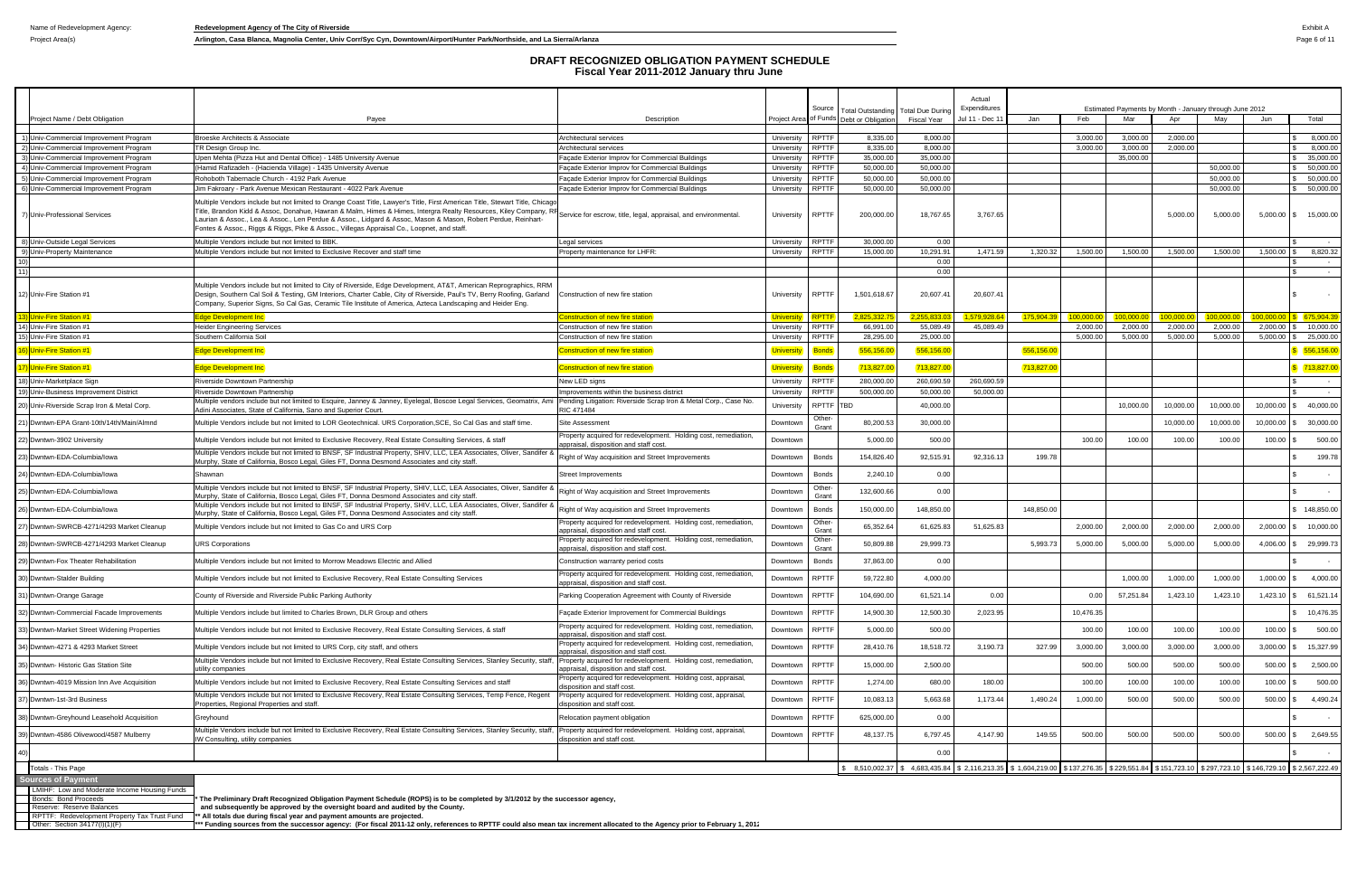Name of Redevelopment Agency: **Redevelopment Agency of The City of Riverside**

Project Area(s) **Arlington, Casa Blanca, Magnolia Center, Univ Corr/Syc Cyn, Downtown/Airport/Hunter Park/Northside, and La Sierra/Arlanza**

Exhibit A

# DRAFT RECOGNIZED OBLIGATION PAYMENT SCHEDULE
## Fiscal Year 2011-2012 January thru June

| | Project Name / Debt Obligation | Payee | Description | Project Area | Source of Funds | Total Outstanding Debt or Obligation | Total Due During Fiscal Year | Actual Expenditures Jul 11 - Dec 11 | Jan | Feb | Mar | Apr | May | Jun | Total |
|---|---|---|---|---|---|---|---|---|---|---|---|---|---|---|---|
| 1) | Univ-Commercial Improvement Program | Broeske Architects & Associate | Architectural services | University | RPTTF | 8,335.00 | 8,000.00 | | | 3,000.00 | 3,000.00 | 2,000.00 | | | $ 8,000.00 |
| 2) | Univ-Commercial Improvement Program | TR Design Group Inc. | Architectural services | University | RPTTF | 8,335.00 | 8,000.00 | | | 3,000.00 | 3,000.00 | 2,000.00 | | | $ 8,000.00 |
| 3) | Univ-Commercial Improvement Program | Upen Mehta (Pizza Hut and Dental Office) - 1485 University Avenue | Façade Exterior Improv for Commercial Buildings | University | RPTTF | 35,000.00 | 35,000.00 | | | | 35,000.00 | | | | $ 35,000.00 |
| 4) | Univ-Commercial Improvement Program | Hamid Rafizadeh - (Hacienda Village) - 1435 University Avenue | Façade Exterior Improv for Commercial Buildings | University | RPTTF | 50,000.00 | 50,000.00 | | | | | | 50,000.00 | | $ 50,000.00 |
| 5) | Univ-Commercial Improvement Program | Rohoboth Tabernacle Church - 4192 Park Avenue | Façade Exterior Improv for Commercial Buildings | University | RPTTF | 50,000.00 | 50,000.00 | | | | | | 50,000.00 | | $ 50,000.00 |
| 6) | Univ-Commercial Improvement Program | Jim Fakroary - Park Avenue Mexican Restaurant - 4022 Park Avenue | Façade Exterior Improv for Commercial Buildings | University | RPTTF | 50,000.00 | 50,000.00 | | | | | | 50,000.00 | | $ 50,000.00 |
| 7) | Univ-Professional Services | Multiple Vendors include but not limited to Orange Coast Title, Lawyer's Title, First American Title, Stewart Title, Chicago Title, Brandon Kidd & Assoc, Donahue, Hawran & Malm, Himes & Himes, Intergra Realty Resources, Kiley Company, RP Laurian & Assoc., Lea & Assoc., Len Perdue & Assoc., Lidgard & Assoc, Mason & Mason, Robert Perdue, Reinhart-Fontes & Assoc., Riggs & Riggs, Pike & Assoc., Villegas Appraisal Co., Loopnet, and staff. | Service for escrow, title, legal, appraisal, and environmental. | University | RPTTF | 200,000.00 | 18,767.65 | 3,767.65 | | | | 5,000.00 | 5,000.00 | 5,000.00 | $ 15,000.00 |
| 8) | Univ-Outside Legal Services | Multiple Vendors include but not limited to BBK. | Legal services | University | RPTTF | 30,000.00 | 0.00 | | | | | | | | $ - |
| 9) | Univ-Property Maintenance | Multiple Vendors include but not limited to Exclusive Recover and staff time | Property maintenance for LHFR: | University | RPTTF | 15,000.00 | 10,291.91 | 1,471.59 | 1,320.32 | 1,500.00 | 1,500.00 | 1,500.00 | 1,500.00 | 1,500.00 | $ 8,820.32 |
| 10) | | | | | | | 0.00 | | | | | | | | $ - |
| 11) | | | | | | | 0.00 | | | | | | | | $ - |
| 12) | Univ-Fire Station #1 | Multiple Vendors include but not limited to City of Riverside, Edge Development, AT&T, American Reprographics, RRM Design, Southern Cal Soil & Testing, GM Interiors, Charter Cable, City of Riverside, Paul's TV, Berry Roofing, Garland Company, Superior Signs, So Cal Gas, Ceramic Tile Institute of America, Azteca Landscaping and Heider Eng. | Construction of new fire station | University | RPTTF | 1,501,618.67 | 20,607.41 | 20,607.41 | | | | | | | $ - |
| 13) | Univ-Fire Station #1 | Edge Development Inc | Construction of new fire station | University | RPTTF | 2,825,332.75 | 2,255,833.03 | 1,579,928.64 | 175,904.39 | 100,000.00 | 100,000.00 | 100,000.00 | 100,000.00 | 100,000.00 | $ 675,904.39 |
| 14) | Univ-Fire Station #1 | Heider Engineering Services | Construction of new fire station | University | RPTTF | 66,991.00 | 55,089.49 | 45,089.49 | | 2,000.00 | 2,000.00 | 2,000.00 | 2,000.00 | 2,000.00 | $ 10,000.00 |
| 15) | Univ-Fire Station #1 | Southern California Soil | Construction of new fire station | University | RPTTF | 28,295.00 | 25,000.00 | | | 5,000.00 | 5,000.00 | 5,000.00 | 5,000.00 | 5,000.00 | $ 25,000.00 |
| 16) | Univ-Fire Station #1 | Edge Development Inc | Construction of new fire station | University | Bonds | 556,156.00 | 556,156.00 | | 556,156.00 | | | | | | $ 556,156.00 |
| 17) | Univ-Fire Station #1 | Edge Development Inc | Construction of new fire station | University | Bonds | 713,827.00 | 713,827.00 | | 713,827.00 | | | | | | $ 713,827.00 |
| 18) | Univ-Marketplace Sign | Riverside Downtown Partnership | New LED signs | University | RPTTF | 280,000.00 | 260,690.59 | 260,690.59 | | | | | | | $ - |
| 19) | Univ-Business Improvement District | Riverside Downtown Partnership | Improvements within the business district | University | RPTTF | 500,000.00 | 50,000.00 | 50,000.00 | | | | | | | $ - |
| 20) | Univ-Riverside Scrap Iron & Metal Corp. | Multiple vendors include but not limited to Esquire, Janney & Janney, Eyelegal, Boscoe Legal Services, Geomatrix, Ami Adini Associates, State of California, Sano and Superior Court. | Pending Litigation: Riverside Scrap Iron & Metal Corp., Case No. RIC 471484 | University | RPTTF | TBD | 40,000.00 | | | | 10,000.00 | 10,000.00 | 10,000.00 | 10,000.00 | $ 40,000.00 |
| 21) | Dwntwn-EPA Grant-10th/14th/Main/Almnd | Multiple Vendors include but not limited to LOR Geotechnical. URS Corporation,SCE, So Cal Gas and staff time. | Site Assessment | Downtown | Other-Grant | 80,200.53 | 30,000.00 | | | | | 10,000.00 | 10,000.00 | 10,000.00 | $ 30,000.00 |
| 22) | Dwntwn-3902 University | Multiple Vendors include but not limited to Exclusive Recovery, Real Estate Consulting Services, & staff | Property acquired for redevelopment. Holding cost, remediation, appraisal, disposition and staff cost. | Downtown | | 5,000.00 | 500.00 | | | 100.00 | 100.00 | 100.00 | 100.00 | 100.00 | $ 500.00 |
| 23) | Dwntwn-EDA-Columbia/Iowa | Multiple Vendors include but not limited to BNSF, SF Industrial Property, SHIV, LLC, LEA Associates, Oliver, Sandifer & Murphy, State of California, Bosco Legal, Giles FT, Donna Desmond Associates and city staff. | Right of Way acquisition and Street Improvements | Downtown | Bonds | 154,826.40 | 92,515.91 | 92,316.13 | 199.78 | | | | | | $ 199.78 |
| 24) | Dwntwn-EDA-Columbia/Iowa | Shawnan | Street Improvements | Downtown | Bonds | 2,240.10 | 0.00 | | | | | | | | $ - |
| 25) | Dwntwn-EDA-Columbia/Iowa | Multiple Vendors include but not limited to BNSF, SF Industrial Property, SHIV, LLC, LEA Associates, Oliver, Sandifer & Murphy, State of California, Bosco Legal, Giles FT, Donna Desmond Associates and city staff. | Right of Way acquisition and Street Improvements | Downtown | Other-Grant | 132,600.66 | 0.00 | | | | | | | | $ - |
| 26) | Dwntwn-EDA-Columbia/Iowa | Multiple Vendors include but not limited to BNSF, SF Industrial Property, SHIV, LLC, LEA Associates, Oliver, Sandifer & Murphy, State of California, Bosco Legal, Giles FT, Donna Desmond Associates and city staff. | Right of Way acquisition and Street Improvements | Downtown | Bonds | 150,000.00 | 148,850.00 | | 148,850.00 | | | | | | $ 148,850.00 |
| 27) | Dwntwn-SWRCB-4271/4293 Market Cleanup | Multiple Vendors include but not limited to Gas Co and URS Corp | Property acquired for redevelopment. Holding cost, remediation, appraisal, disposition and staff cost. | Downtown | Other-Grant | 65,352.64 | 61,625.83 | 51,625.83 | | 2,000.00 | 2,000.00 | 2,000.00 | 2,000.00 | 2,000.00 | $ 10,000.00 |
| 28) | Dwntwn-SWRCB-4271/4293 Market Cleanup | URS Corporations | Property acquired for redevelopment. Holding cost, remediation, appraisal, disposition and staff cost. | Downtown | Other-Grant | 50,809.88 | 29,999.73 | | 5,993.73 | 5,000.00 | 5,000.00 | 5,000.00 | 5,000.00 | 4,006.00 | $ 29,999.73 |
| 29) | Dwntwn-Fox Theater Rehabilitation | Multiple Vendors include but not limited to Morrow Meadows Electric and Allied | Construction warranty period costs | Downtown | Bonds | 37,863.00 | 0.00 | | | | | | | | $ - |
| 30) | Dwntwn-Stalder Building | Multiple Vendors include but not limited to Exclusive Recovery, Real Estate Consulting Services | Property acquired for redevelopment. Holding cost, remediation, appraisal, disposition and staff cost. | Downtown | RPTTF | 59,722.80 | 4,000.00 | | | | 1,000.00 | 1,000.00 | 1,000.00 | 1,000.00 | $ 4,000.00 |
| 31) | Dwntwn-Orange Garage | County of Riverside and Riverside Public Parking Authority | Parking Cooperation Agreement with County of Riverside | Downtown | RPTTF | 104,690.00 | 61,521.14 | 0.00 | | 0.00 | 57,251.84 | 1,423.10 | 1,423.10 | 1,423.10 | $ 61,521.14 |
| 32) | Dwntwn-Commercial Facade Improvements | Multiple Vendors include but limited to Charles Brown, DLR Group and others | Façade Exterior Improvement for Commercial Buildings | Downtown | RPTTF | 14,900.30 | 12,500.30 | 2,023.95 | | 10,476.35 | | | | | $ 10,476.35 |
| 33) | Dwntwn-Market Street Widening Properties | Multiple Vendors include but not limited to Exclusive Recovery, Real Estate Consulting Services, & staff | Property acquired for redevelopment. Holding cost, remediation, appraisal, disposition and staff cost. | Downtown | RPTTF | 5,000.00 | 500.00 | | | 100.00 | 100.00 | 100.00 | 100.00 | 100.00 | $ 500.00 |
| 34) | Dwntwn-4271 & 4293 Market Street | Multiple Vendors include but not limited to URS Corp, city staff, and others | Property acquired for redevelopment. Holding cost, remediation, appraisal, disposition and staff cost. | Downtown | RPTTF | 28,410.76 | 18,518.72 | 3,190.73 | 327.99 | 3,000.00 | 3,000.00 | 3,000.00 | 3,000.00 | 3,000.00 | $ 15,327.99 |
| 35) | Dwntwn- Historic Gas Station Site | Multiple Vendors include but not limited to Exclusive Recovery, Real Estate Consulting Services, Stanley Security, staff, utility companies | Property acquired for redevelopment. Holding cost, remediation, appraisal, disposition and staff cost. | Downtown | RPTTF | 15,000.00 | 2,500.00 | | | 500.00 | 500.00 | 500.00 | 500.00 | 500.00 | $ 2,500.00 |
| 36) | Dwntwn-4019 Mission Inn Ave Acquisition | Multiple Vendors include but not limited to Exclusive Recovery, Real Estate Consulting Services and staff | Property acquired for redevelopment. Holding cost, appraisal, disposition and staff cost. | Downtown | RPTTF | 1,274.00 | 680.00 | 180.00 | | 100.00 | 100.00 | 100.00 | 100.00 | 100.00 | $ 500.00 |
| 37) | Dwntwn-1st-3rd Business | Multiple Vendors include but not limited to Exclusive Recovery, Real Estate Consulting Services, Temp Fence, Regent Properties, Regional Properties and staff. | Property acquired for redevelopment. Holding cost, appraisal, disposition and staff cost. | Downtown | RPTTF | 10,083.13 | 5,663.68 | 1,173.44 | 1,490.24 | 1,000.00 | 500.00 | 500.00 | 500.00 | 500.00 | $ 4,490.24 |
| 38) | Dwntwn-Greyhound Leasehold Acquisition | Greyhound | Relocation payment obligation | Downtown | RPTTF | 625,000.00 | 0.00 | | | | | | | | $ - |
| 39) | Dwntwn-4586 Olivewood/4587 Mulberry | Multiple Vendors include but not limited to Exclusive Recovery, Real Estate Consulting Services, Stanley Security, staff, IW Consulting, utility companies | Property acquired for redevelopment. Holding cost, appraisal, disposition and staff cost. | Downtown | RPTTF | 48,137.75 | 6,797.45 | 4,147.90 | 149.55 | 500.00 | 500.00 | 500.00 | 500.00 | 500.00 | $ 2,649.55 |
| 40) | | | | | | | 0.00 | | | | | | | | $ - |
| | Totals - This Page | | | | | $ 8,510,002.37 | $ 4,683,435.84 | $ 2,116,213.35 | $ 1,604,219.00 | $ 137,276.35 | $ 229,551.84 | $ 151,723.10 | $ 297,723.10 | $ 146,729.10 | $ 2,567,222.49 |

**Sources of Payment**

LMIHF: Low and Moderate Income Housing Funds
Bonds: Bond Proceeds
Reserve: Reserve Balances
RPTTF: Redevelopment Property Tax Trust Fund
Other: Section 34177(l)(1)(F)

\* The Preliminary Draft Recognized Obligation Payment Schedule (ROPS) is to be completed by 3/1/2012 by the successor agency, and subsequently be approved by the oversight board and audited by the County.
\*\* All totals due during fiscal year and payment amounts are projected.
\*\*\* Funding sources from the successor agency: (For fiscal 2011-12 only, references to RPTTF could also mean tax increment allocated to the Agency prior to February 1, 2012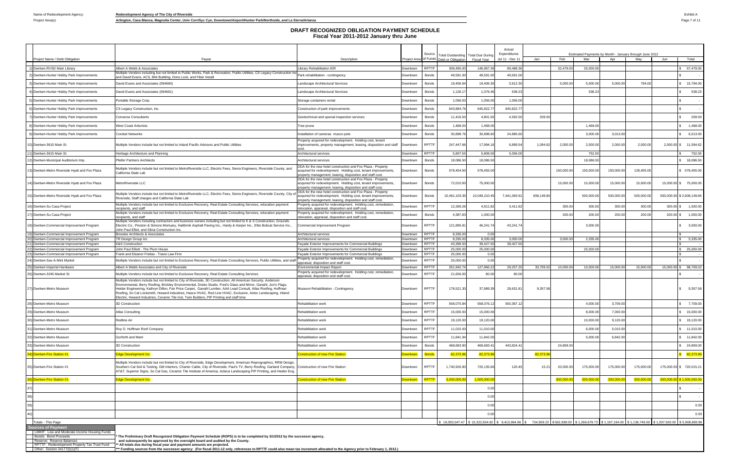Name of Redevelopment Agency: **Redevelopment Agency of The City of Riverside**

Project Area(s) **Arlington, Casa Blanca, Magnolia Center, Univ Corr/Syc Cyn, Downtown/Airport/Hunter Park/Northside, and La Sierra/Arlanza**

Exhibit A

# DRAFT RECOGNIZED OBLIGATION PAYMENT SCHEDULE
## Fiscal Year 2011-2012 January thru June

| | Project Name / Debt Obligation | Payee | Description | Project Area | Source of Funds | Total Outstanding Debt or Obligation | Total Due During Fiscal Year | Actual Expenditures Jul 11 - Dec 11 | Jan | Feb | Mar | Apr | May | Jun | Total |
|---|---|---|---|---|---|---|---|---|---|---|---|---|---|---|---|
| | | | | | | | | | Estimated Payments by Month - January through June 2012 | | | | | | |
| 1) | Dwntwn-RVSD Main Library | Albert A Webb & Associates | Library Rehabilitation EIR | Downtown | RPTTF | 308,495.00 | 146,967.36 | 89,488.36 | | 32,479.00 | 25,000.00 | | | | $ 57,479.00 |
| 2) | Dwntwn-Hunter Hobby Park Improvements | Multiple Vendors including but not limited to Public Works, Park & Recreation, Public Utilities, CS Legacy Construction Inc and David Evans, ACS, BNI Building, Dons Lock, and Fiber Install | Park rehabilitation - contingency | Downtown | Bonds | 49,591.00 | 49,591.00 | 49,591.00 | | | | | | | $ - |
| 3) | Dwntwn-Hunter Hobby Park Improvements | David Evans and Associates (094660) | Landscape Architectural Services | Downtown | Bonds | 19,406.64 | 19,406.30 | 3,612.30 | | 5,000.00 | 5,000.00 | 5,000.00 | 794.00 | | $ 15,794.00 |
| 4) | Dwntwn-Hunter Hobby Park Improvements | David Evans and Associates (094661) | Landscape Architectural Services | Downtown | Bonds | 1,126.17 | 1,076.46 | 538.23 | | | 538.23 | | | | $ 538.23 |
| 5) | Dwntwn-Hunter Hobby Park Improvements | Portable Storage Corp. | Storage containers rental | Downtown | Bonds | 1,056.00 | 1,056.00 | 1,056.00 | | | | | | | $ - |
| 6) | Dwntwn-Hunter Hobby Park Improvements | CS Legacy Construction, Inc. | Construction of park improvements | Downtown | Bonds | 643,884.76 | 645,822.77 | 645,822.77 | | | | | | | $ - |
| 7) | Dwntwn-Hunter Hobby Park Improvements | Converse Consultants | Geotechnical and special inspection services | Downtown | Bonds | 11,416.50 | 4,801.50 | 4,592.50 | 209.00 | | | | | | $ 209.00 |
| 8) | Dwntwn-Hunter Hobby Park Improvements | West Coast Arborists | Tree prune | Downtown | Bonds | 1,468.00 | 1,468.00 | | | | 1,468.00 | | | | $ 1,468.00 |
| 9) | Dwntwn-Hunter Hobby Park Improvements | Conduit Networks | Installation of cameras musco pole | Downtown | Bonds | 30,898.76 | 30,898.60 | 24,885.60 | | | 3,000.00 | 3,013.00 | | | $ 6,013.00 |
| 10) | Dwntwn-3615 Main St | Multiple Vendors include but not limited to Inland Pacific Advisors and Public Utilities | Property acquired for redevelopment. Holding cost, tenant improvements, property management, leasing, disposition and staff cost. | Downtown | RPTTF | 247,447.66 | 17,994.16 | 6,899.54 | 1,094.62 | 2,000.00 | 2,000.00 | 2,000.00 | 2,000.00 | 2,000.00 | $ 11,094.62 |
| 11) | Dwntwn-3615 Main St | Heritage Architecture and Planning | Architectural services | Downtown | RPTTF | 5,807.55 | 5,808.00 | 5,056.00 | | | 752.00 | | | | $ 752.00 |
| 12) | Dwntwn-Municipal Auditorium Imp. | Pfeifer Partners Architects | Architectural services | Downtown | Bonds | 18,086.50 | 18,086.50 | | | | 18,086.50 | | | | $ 18,086.50 |
| 13) | Dwntwn-Metro Riverside Hyatt and Fox Plaza | Multiple Vendors include but not limited to MetroRiverside LLC, Electric Fees, Sierra Engineers, Riverside County, and California State Lab | DDA for the new hotel construction and Fox Plaza - Property acquired for redevelopment. Holding cost, tenant improvements, property management, leasing, disposition and staff cost. | Downtown | Bonds | 578,454.50 | 578,455.00 | | | 150,000.00 | 150,000.00 | 150,000.00 | 128,455.00 | | $ 578,455.00 |
| 14) | Dwntwn-Metro Riverside Hyatt and Fox Plaza | MetroRiverside LLC | DDA for the new hotel construction and Fox Plaza - Property acquired for redevelopment. Holding cost, tenant improvements, property management, leasing, disposition and staff cost. | Downtown | Bonds | 72,010.00 | 75,000.00 | | | 15,000.00 | 15,000.00 | 15,000.00 | 15,000.00 | 15,000.00 | $ 75,000.00 |
| 15) | Dwntwn-Metro Riverside Hyatt and Fox Plaza | Multiple Vendors include but not limited to MetroRiverside LLC, Electric Fees, Sierra Engineers, Riverside County, City of Riverside, Staff charges and California State Lab | DDA for the new hotel construction and Fox Plaza - Property acquired for redevelopment. Holding cost, tenant improvements, property management, leasing, disposition and staff cost. | Downtown | Bonds | 10,461,103.35 | 10,049,210.45 | 7,441,060.61 | 608,149.84 | | 500,000.00 | 500,000.00 | 500,000.00 | 500,000.00 | $ 2,608,149.84 |
| 16) | Dwntwn-Su Casa Project | Multiple Vendors include but not limited to Exclusive Recovery, Real Estate Consulting Services, relocation payment recipients, and staff | Property acquired for redevelopment. Holding cost, remediation, relocation, appraisal, disposition and staff cost. | Downtown | RPTTF | 12,289.26 | 4,911.82 | 3,411.82 | | 300.00 | 300.00 | 300.00 | 300.00 | 300.00 | $ 1,500.00 |
| 17) | Dwntwn-Su Casa Project | Multiple Vendors include but not limited to Exclusive Recovery, Real Estate Consulting Services, relocation payment recipients, and staff | Property acquired for redevelopment. Holding cost, remediation, relocation, appraisal, disposition and staff cost. | Downtown | Bonds | 4,387.83 | 1,000.00 | | | 200.00 | 200.00 | 200.00 | 200.00 | 200.00 | $ 1,000.00 |
| 18) | Dwntwn-Commercial Improvement Program | Multiple Vendors including contractors and business owners including but not limited to K & S Construction, Grounds Electric Co., Preston & Simons Mortuary, Haitbrink Asphalt Paving Inc., Hardy & Harper Inc., Elite Bobcat Service Inc., John Paul Elliot, and Silvia Construction Inc. | Commercial Improvement Program | Downtown | RPTTF | 121,895.91 | 46,241.74 | 43,241.74 | | | 3,000.00 | | | | $ 3,000.00 |
| 19) | Dwntwn-Commercial Improvement Program | Broeske Architects & Associates | Architectural services | Downtown | RPTTF | 8,335.00 | 0.00 | | | | | | | | $ - |
| 20) | Dwntwn-Commercial Improvement Program | TR Design Group Inc | Architectural services | Downtown | RPTTF | 8,335.00 | 8,335.00 | 3,000.00 | | 3,000.00 | 2,335.00 | | | | $ 5,335.00 |
| 21) | Dwntwn-Commercial Improvement Program | K&S Construction | Façade Exterior Improvements for Commercial Buildings | Downtown | RPTTF | 43,399.50 | 39,427.50 | 39,427.50 | | | | | | | $ - |
| 22) | Dwntwn-Commercial Improvement Program | John Paul Elliott - The Plum House | Façade Exterior Improvements for Commercial Buildings | Downtown | RPTTF | 25,000.00 | 25,000.00 | | | | 25,000.00 | | | | $ 25,000.00 |
| 23) | Dwntwn-Commercial Improvement Program | Frank and Eleanor Freitas - Travis Law Firm | Façade Exterior Improvements for Commercial Buildings | Downtown | RPTTF | 25,000.00 | 0.00 | | | | | | | | $ - |
| 24) | Dwntwn-Sav-A-Mint Market | Multiple Vendors include but not limited to Exclusive Recovery, Real Estate Consulting Services, Public Utilities, and staff | Property acquired for redevelopment. Holding cost, remediation, appraisal, disposition and staff cost. | Downtown | RPTTF | 25,000.00 | 0.00 | | | | | | | | $ - |
| 25) | Dwntwn-Imperial Hardware | Albert A Webb Associates and City of Riverside | Environmental Impact Report | Downtown | RPTTF | 261,942.74 | 127,966.22 | 29,257.20 | 33,709.02 | 10,000.00 | 10,000.00 | 15,000.00 | 15,000.00 | 15,000.00 | $ 98,709.02 |
| 26) | Dwntwn-3245 Market St | Multiple Vendors include but not limited to Exclusive Recovery, Real Estate Consulting Services | Property acquired for redevelopment. Holding cost, remediation, appraisal, disposition and staff cost. | Downtown | RPTTF | 21,656.00 | 80.00 | 80.00 | | | | | | | $ - |
| 27) | Dwntwn-Metro Museum | Multiple Vendors include but not limited to City of Riverside, 3D Construction, All American Security, Anderson Environmental, Berry Roofing, Brickley Environmental, Drisko Studio, Fred's Glass and Mirror, Ganahl, Jon's Flags, Heider Engineering, Kathryn Dillon, Fair Price Carpet, Ganahl Lumber, AAA Lead Consult, Atlas Roofing, Huffman Roofing, So Cal Locksmith, Howard Industries, Hasco HVAC, Red Line HVAC, Exclusive, Aztec Landscaping, Inland Electric, Howard Industries, Ceramic Tile Inst, Twin Builders, PIP Printing and staff time | Museum Rehabilitation - Contingency | Downtown | RPTTF | 178,521.30 | 37,989.39 | 28,631.81 | 9,357.58 | | | | | | $ 9,357.58 |
| 28) | Dwntwn-Metro Museum | 3D Construction | Rehabilitation work | Downtown | RPTTF | 558,075.84 | 558,076.12 | 550,367.12 | | | 4,000.00 | 3,709.00 | | | $ 7,709.00 |
| 29) | Dwntwn-Metro Museum | Atlas Consulting | Rehabilitation work | Downtown | RPTTF | 15,000.00 | 15,000.00 | | | | 8,000.00 | 7,000.00 | | | $ 15,000.00 |
| 30) | Dwntwn-Metro Museum | Redline Air | Rehabilitation work | Downtown | RPTTF | 19,120.00 | 19,120.00 | | | | 10,000.00 | 9,120.00 | | | $ 19,120.00 |
| 31) | Dwntwn-Metro Museum | Roy O. Huffman Roof Company | Rehabilitation work | Downtown | RPTTF | 11,010.00 | 11,010.00 | | | | 6,000.00 | 5,010.00 | | | $ 11,010.00 |
| 32) | Dwntwn-Metro Museum | Gorforth and Marti | Rehabilitation work | Downtown | RPTTF | 11,841.94 | 11,842.00 | | | | 5,000.00 | 6,842.00 | | | $ 11,842.00 |
| 33) | Dwntwn-Metro Museum | 3D Construction | Rehabilitation work | Downtown | Bonds | 468,683.90 | 468,683.41 | 443,824.41 | | 24,859.00 | | | | | $ 24,859.00 |
| 34) | Dwntwn-Fire Station #1 | Edge Development Inc | Construction of new Fire Station | Downtown | Bonds | 82,373.96 | 82,373.96 | | 82,373.96 | | | | | | $ 82,373.96 |
| 35) | Dwntwn-Fire Station #1 | Multiple Vendors include but not limited to City of Riverside, Edge Development, American Reprographics, RRM Design, Southern Cal Soil & Testing, GM Interiors, Charter Cable, City of Riverside, Paul's TV, Berry Roofing, Garland Company, AT&T, Superior Signs, So Cal Gas, Ceramic Tile Institute of America, Azteca Landscaping PIP Printing, and Heider Eng. | Construction of new Fire Station | Downtown | RPTTF | 1,740,926.90 | 720,135.66 | 120.45 | 15.21 | 20,000.00 | 175,000.00 | 175,000.00 | 175,000.00 | 175,000.00 | $ 720,015.21 |
| 36) | Dwntwn-Fire Station #1 | Edge Development Inc | Construction of new Fire Station | Downtown | RPTTF | 3,000,000.00 | 1,500,000.00 | | | 300,000.00 | 300,000.00 | 300,000.00 | 300,000.00 | 300,000.00 | $ 1,500,000.00 |
| 37) | | | | | | | 0.00 | | | | | | | | $ - |
| 38) | | | | | | | 0.00 | | | | | | | | $ - |
| 39) | | | | | | | 0.00 | | | | | | | | 0.00 |
| 40) | | | | | | | 0.00 | | | | | | | | 0.00 |
| | Totals - This Page | | | | | $ 19,093,047.47 | $ 15,322,834.92 | $ 9,413,964.96 | $ 734,909.23 | $ 562,838.00 | $ 1,269,679.73 | $ 1,197,194.00 | $ 1,136,749.00 | $ 1,007,500.00 | $ 5,908,869.96 |

**Sources of Payment**
- LMIHF: Low and Moderate Income Housing Funds
- Bonds: Bond Proceeds
- Reserve: Reserve Balances
- RPTTF: Redevelopment Property Tax Trust Fund
- Other: Section 34177(l)(1)(F)

\* The Preliminary Draft Recognized Obligation Payment Schedule (ROPS) is to be completed by 3/1/2012 by the successor agency, and subsequently be approved by the oversight board and audited by the County.
\*\* All totals due during fiscal year and payment amounts are projected.
\*\*\* Funding sources from the successor agency: (For fiscal 2011-12 only, references to RPTTF could also mean tax increment allocated to the Agency prior to February 1, 2012.)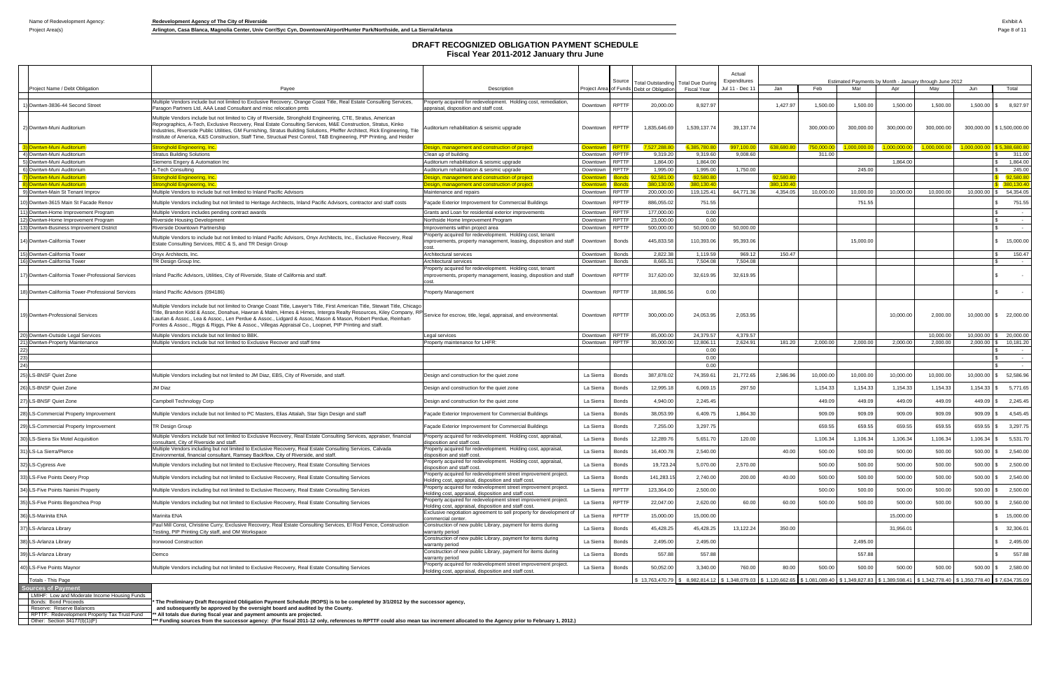Name of Redevelopment Agency: **Redevelopment Agency of The City of Riverside**

Project Area(s) **Arlington, Casa Blanca, Magnolia Center, Univ Corr/Syc Cyn, Downtown/Airport/Hunter Park/Northside, and La Sierra/Arlanza**

Exhibit A

# DRAFT RECOGNIZED OBLIGATION PAYMENT SCHEDULE
## Fiscal Year 2011-2012 January thru June

| | Project Name / Debt Obligation | Payee | Description | Project Area | Source of Funds | Total Outstanding Debt or Obligation | Total Due During Fiscal Year | Actual Expenditures Jul 11 - Dec 11 | Jan | Feb | Mar | Apr | May | Jun | Total |
|---|---|---|---|---|---|---|---|---|---|---|---|---|---|---|---|
| | | | | | | | | | Estimated Payments by Month - January through June 2012 | | | | | | |
| 1) | Dwntwn-3836-44 Second Street | Multiple Vendors include but not limited to Exclusive Recovery, Orange Coast Title, Real Estate Consulting Services, Paragon Partners Ltd, AAA Lead Consultant and misc relocation pmts | Property acquired for redevelopment. Holding cost, remediation, appraisal, disposition and staff cost. | Downtown | RPTTF | 20,000.00 | 8,927.97 | | 1,427.97 | 1,500.00 | 1,500.00 | 1,500.00 | 1,500.00 | 1,500.00 | $ 8,927.97 |
| 2) | Dwntwn-Muni Auditorium | Multiple Vendors include but not limited to City of Riverside, Stronghold Engineering, CTE, Stratus, American Reprographics, A-Tech, Exclusive Recovery, Real Estate Consulting Services, M&E Construction, Stratus, Kinko Industries, Riverside Public Utilities, GM Furnishing, Stratus Building Solutions, Pfeiffer Architect, Rick Engineering, Tile Institute of America, K&S Construction, Staff Time, Structual Pest Control, T&B Engineering, PIP Printing, and Heider | Auditorium rehabilitation & seismic upgrade | Downtown | RPTTF | 1,835,646.69 | 1,539,137.74 | 39,137.74 | | 300,000.00 | 300,000.00 | 300,000.00 | 300,000.00 | 300,000.00 | $ 1,500,000.00 |
| 3) | Dwntwn-Muni Auditorium | Stronghold Engineering, Inc. | Design, management and construction of project | Downtown | RPTTF | 7,527,288.80 | 6,385,780.80 | 997,100.00 | 638,680.80 | 750,000.00 | 1,000,000.00 | 1,000,000.00 | 1,000,000.00 | 1,000,000.00 | $ 5,388,680.80 |
| 4) | Dwntwn-Muni Auditorium | Stratus Building Solutions | Clean up of building | Downtown | RPTTF | 9,319.20 | 9,319.60 | 9,008.60 | | 311.00 | | | | | $ 311.00 |
| 5) | Dwntwn-Muni Auditorium | Siemens Engery & Automation Inc | Auditorium rehabilitation & seismic upgrade | Downtown | RPTTF | 1,864.00 | 1,864.00 | | | | | 1,864.00 | | | $ 1,864.00 |
| 6) | Dwntwn-Muni Auditorium | A-Tech Consulting | Auditorium rehabilitation & seismic upgrade | Downtown | RPTTF | 1,995.00 | 1,995.00 | 1,750.00 | | | 245.00 | | | | $ 245.00 |
| 7) | Dwntwn-Muni Auditorium | Stronghold Engineering, Inc. | Design, management and construction of project | Downtown | Bonds | 92,581.00 | 92,580.80 | | 92,580.80 | | | | | | $ 92,580.80 |
| 8) | Dwntwn-Muni Auditorium | Stronghold Engineering, Inc. | Design, management and construction of project | Downtown | Bonds | 380,130.00 | 380,130.40 | | 380,130.40 | | | | | | $ 380,130.40 |
| 9) | Dwntwn-Main St Tenant Improv | Multiple Vendors to include but not limited to Inland Pacific Advisors | Maintenance and repairs | Downtown | RPTTF | 200,000.00 | 119,125.41 | 64,771.36 | 4,354.05 | 10,000.00 | 10,000.00 | 10,000.00 | 10,000.00 | 10,000.00 | $ 54,354.05 |
| 10) | Dwntwn-3615 Main St Facade Renov | Multiple Vendors including but not limited to Heritage Architects, Inland Pacific Advisors, contractor and staff costs | Façade Exterior Improvement for Commercial Buildings | Downtown | RPTTF | 886,055.02 | 751.55 | | | | 751.55 | | | | $ 751.55 |
| 11) | Dwntwn-Home Improvement Program | Multiple Vendors includes pending contract awards | Grants and Loan for residential exterior improvements | Downtown | RPTTF | 177,000.00 | 0.00 | | | | | | | | $ - |
| 12) | Dwntwn-Home Improvement Program | Riverside Housing Development | Northside Home Improvement Program | Downtown | RPTTF | 23,000.00 | 0.00 | | | | | | | | $ - |
| 13) | Dwntwn-Business Improvement District | Riverside Downtown Partnership | Improvements within project area | Downtown | RPTTF | 500,000.00 | 50,000.00 | 50,000.00 | | | | | | | $ - |
| 14) | Dwntwn-California Tower | Multiple Vendors to include but not limited to Inland Pacific Advisors, Onyx Architects, Inc., Exclusive Recovery, Real Estate Consulting Services, REC & S, and TR Design Group | Property acquired for redevelopment. Holding cost, tenant improvements, property management, leasing, disposition and staff cost. | Downtown | Bonds | 445,833.58 | 110,393.06 | 95,393.06 | | 15,000.00 | | | | | $ 15,000.00 |
| 15) | Dwntwn-California Tower | Onyx Architects, Inc. | Architectural services | Downtown | Bonds | 2,822.38 | 1,119.59 | 969.12 | 150.47 | | | | | | $ 150.47 |
| 16) | Dwntwn-California Tower | TR Design Group Inc. | Architectural services | Downtown | Bonds | 8,665.31 | 7,504.08 | 7,504.08 | | | | | | | $ - |
| 17) | Dwntwn-California Tower-Professional Services | Inland Pacific Advisors, Utilities, City of Riverside, State of California and staff. | Property acquired for redevelopment. Holding cost, tenant improvements, property management, leasing, disposition and staff cost. | Downtown | RPTTF | 317,620.00 | 32,619.95 | 32,619.95 | | | | | | | $ - |
| 18) | Dwntwn-California Tower-Professional Services | Inland Pacific Advisors (094186) | Property Management | Downtown | RPTTF | 18,886.56 | 0.00 | | | | | | | | $ - |
| 19) | Dwntwn-Professional Services | Multiple Vendors include but not limited to Orange Coast Title, Lawyer's Title, First American Title, Stewart Title, Chicago Title, Brandon Kidd & Assoc, Donahue, Hawran & Malm, Himes & Himes, Intergra Realty Resources, Kiley Company, RP Laurian & Assoc., Lea & Assoc., Len Perdue & Assoc., Lidgard & Assoc, Mason & Mason, Robert Perdue, Reinhart-Fontes & Assoc., Riggs & Riggs, Pike & Assoc., Villegas Appraisal Co., Loopnet, PIP Printing and staff. | Service for escrow, title, legal, appraisal, and environmental. | Downtown | RPTTF | 300,000.00 | 24,053.95 | 2,053.95 | | | | 10,000.00 | 2,000.00 | 10,000.00 | $ 22,000.00 |
| 20) | Dwntwn-Outside Legal Services | Multiple Vendors include but not limited to BBK. | Legal services | Downtown | RPTTF | 85,000.00 | 24,379.57 | 4,379.57 | | | | | 10,000.00 | 10,000.00 | $ 20,000.00 |
| 21) | Dwntwn-Property Maintenance | Multiple Vendors include but not limited to Exclusive Recover and staff time | Property maintenance for LHFR: | Downtown | RPTTF | 30,000.00 | 12,806.11 | 2,624.91 | 181.20 | 2,000.00 | 2,000.00 | 2,000.00 | 2,000.00 | 2,000.00 | $ 10,181.20 |
| 22) | | | | | | | 0.00 | | | | | | | | $ - |
| 23) | | | | | | | 0.00 | | | | | | | | $ - |
| 24) | | | | | | | 0.00 | | | | | | | | $ - |
| 25) | LS-BNSF Quiet Zone | Multiple Vendors including but not limited to JM Diaz, EBS, City of Riverside, and staff. | Design and construction for the quiet zone | La Sierra | Bonds | 387,878.02 | 74,359.61 | 21,772.65 | 2,586.96 | 10,000.00 | 10,000.00 | 10,000.00 | 10,000.00 | 10,000.00 | $ 52,586.96 |
| 26) | LS-BNSF Quiet Zone | JM Diaz | Design and construction for the quiet zone | La Sierra | Bonds | 12,995.18 | 6,069.15 | 297.50 | | 1,154.33 | 1,154.33 | 1,154.33 | 1,154.33 | 1,154.33 | $ 5,771.65 |
| 27) | LS-BNSF Quiet Zone | Campbell Technology Corp | Design and construction for the quiet zone | La Sierra | Bonds | 4,940.00 | 2,245.45 | | | 449.09 | 449.09 | 449.09 | 449.09 | 449.09 | $ 2,245.45 |
| 28) | LS-Commercial Property Improvement | Multiple Vendors include but not limited to PC Masters, Elias Attalah, Star Sign Design and staff | Façade Exterior Improvement for Commercial Buildings | La Sierra | Bonds | 38,053.99 | 6,409.75 | 1,864.30 | | 909.09 | 909.09 | 909.09 | 909.09 | 909.09 | $ 4,545.45 |
| 29) | LS-Commercial Property Improvement | TR Design Group | Façade Exterior Improvement for Commercial Buildings | La Sierra | Bonds | 7,255.00 | 3,297.75 | | | 659.55 | 659.55 | 659.55 | 659.55 | 659.55 | $ 3,297.75 |
| 30) | LS-Sierra Six Motel Acquisition | Multiple Vendors include but not limited to Exclusive Recovery, Real Estate Consulting Services, appraiser, financial consultant, City of Riverside and staff. | Property acquired for redevelopment. Holding cost, appraisal, disposition and staff cost. | La Sierra | Bonds | 12,289.76 | 5,651.70 | 120.00 | | 1,106.34 | 1,106.34 | 1,106.34 | 1,106.34 | 1,106.34 | $ 5,531.70 |
| 31) | LS-La Sierra/Pierce | Multiple Vendors including but not limited to Exclusive Recovery, Real Estate Consulting Services, Calvada Environmental, financial consultant, Ramsey Backflow, City of Riverside, and staff. | Property acquired for redevelopment. Holding cost, appraisal, disposition and staff cost. | La Sierra | Bonds | 16,400.78 | 2,540.00 | | 40.00 | 500.00 | 500.00 | 500.00 | 500.00 | 500.00 | $ 2,540.00 |
| 32) | LS-Cypress Ave | Multiple Vendors including but not limited to Exclusive Recovery, Real Estate Consulting Services | Property acquired for redevelopment. Holding cost, appraisal, disposition and staff cost. | La Sierra | Bonds | 19,723.24 | 5,070.00 | 2,570.00 | | 500.00 | 500.00 | 500.00 | 500.00 | 500.00 | $ 2,500.00 |
| 33) | LS-Five Points Deery Prop | Multiple Vendors including but not limited to Exclusive Recovery, Real Estate Consulting Services | Property acquired for redevelopment street improvement project. Holding cost, appraisal, disposition and staff cost. | La Sierra | Bonds | 141,283.15 | 2,740.00 | 200.00 | 40.00 | 500.00 | 500.00 | 500.00 | 500.00 | 500.00 | $ 2,540.00 |
| 34) | LS-Five Points Namini Property | Multiple Vendors including but not limited to Exclusive Recovery, Real Estate Consulting Services | Property acquired for redevelopment street improvement project. Holding cost, appraisal, disposition and staff cost. | La Sierra | RPTTF | 123,364.00 | 2,500.00 | | | 500.00 | 500.00 | 500.00 | 500.00 | 500.00 | $ 2,500.00 |
| 35) | LS-Five Points Begonchea Prop | Multiple Vendors including but not limited to Exclusive Recovery, Real Estate Consulting Services | Property acquired for redevelopment street improvement project. Holding cost, appraisal, disposition and staff cost. | La Sierra | RPTTF | 22,047.00 | 2,620.00 | 60.00 | 60.00 | 500.00 | 500.00 | 500.00 | 500.00 | 500.00 | $ 2,560.00 |
| 36) | LS-Marinita ENA | Marinita ENA | Exclusive negotiation agreement to sell property for development of commercial center. | La Sierra | RPTTF | 15,000.00 | 15,000.00 | | | | | 15,000.00 | | | $ 15,000.00 |
| 37) | LS-Arlanza Library | Paul Mill Const, Christine Curry, Exclusive Recovery, Real Estate Consulting Services, El Rod Fence, Construction Testing, PIP Printing City staff, and OM Workspace | Construction of new public Library, payment for items during warranty period | La Sierra | Bonds | 45,428.25 | 45,428.25 | 13,122.24 | 350.00 | | | 31,956.01 | | | $ 32,306.01 |
| 38) | LS-Arlanza Library | Ironwood Construction | Construction of new public Library, payment for items during warranty period | La Sierra | Bonds | 2,495.00 | 2,495.00 | | | | 2,495.00 | | | | $ 2,495.00 |
| 39) | LS-Arlanza Library | Demco | Construction of new public Library, payment for items during warranty period | La Sierra | Bonds | 557.88 | 557.88 | | | | 557.88 | | | | $ 557.88 |
| 40) | LS-Five Points Maynor | Multiple Vendors including but not limited to Exclusive Recovery, Real Estate Consulting Services | Property acquired for redevelopment street improvement project. Holding cost, appraisal, disposition and staff cost. | La Sierra | Bonds | 50,052.00 | 3,340.00 | 760.00 | 80.00 | 500.00 | 500.00 | 500.00 | 500.00 | 500.00 | $ 2,580.00 |
| | Totals - This Page | | | | | $ 13,763,470.79 | $ 8,982,814.12 | $ 1,348,079.03 | $ 1,120,662.65 | $ 1,081,089.40 | $ 1,349,827.83 | $ 1,389,598.41 | $ 1,342,778.40 | $ 1,350,778.40 | $ 7,634,735.09 |

**Sources of Payment**

- LMIHF: Low and Moderate Income Housing Funds
- Bonds: Bond Proceeds
- Reserve: Reserve Balances
- RPTTF: Redevelopment Property Tax Trust Fund
- Other: Section 34177(l)(1)(F)

\* **The Preliminary Draft Recognized Obligation Payment Schedule (ROPS) is to be completed by 3/1/2012 by the successor agency, and subsequently be approved by the oversight board and audited by the County.**

\*\* **All totals due during fiscal year and payment amounts are projected.**

\*\*\* **Funding sources from the successor agency: (For fiscal 2011-12 only, references to RPTTF could also mean tax increment allocated to the Agency prior to February 1, 2012.)**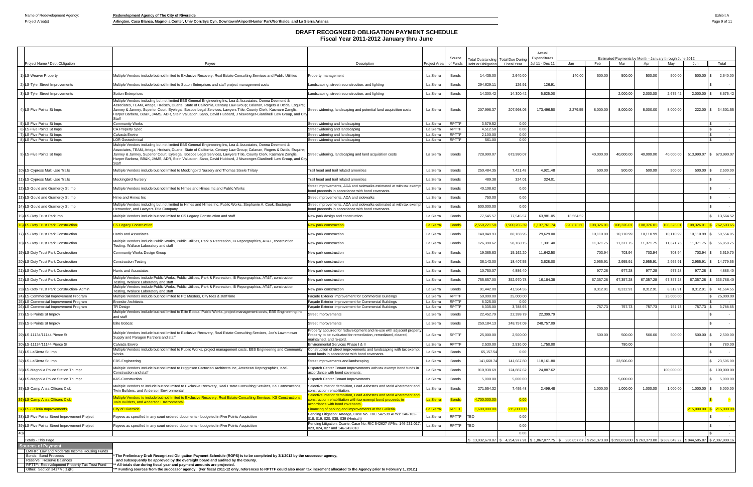Name of Redevelopment Agency: **Redevelopment Agency of The City of Riverside**

Project Area(s) **Arlington, Casa Blanca, Magnolia Center, Univ Corr/Syc Cyn, Downtown/Airport/Hunter Park/Northside, and La Sierra/Arlanza**

Exhibit A

## DRAFT RECOGNIZED OBLIGATION PAYMENT SCHEDULE
### Fiscal Year 2011-2012 January thru June

| | Project Name / Debt Obligation | Payee | Description | Project Area | Source of Funds | Total Outstanding Debt or Obligation | Total Due During Fiscal Year | Actual Expenditures Jul 11 - Dec 11 | Jan | Feb | Mar | Apr | May | Jun | Total |
|---|---|---|---|---|---|---|---|---|---|---|---|---|---|---|---|
| | | | | | | | | | Estimated Payments by Month - January through June 2012 | | | | | | |
| 1) | LS-Weaver Property | Multiple Vendors include but not limited to Exclusive Recovery, Real Estate Consulting Services and Public Utilities | Property management | La Sierra | Bonds | 14,435.00 | 2,640.00 | | 140.00 | 500.00 | 500.00 | 500.00 | 500.00 | 500.00 | $ 2,640.00 |
| 2) | LS-Tyler Street Improvements | Multiple Vendors include but not limited to Sutton Enterprises and staff project management costs | Landscaping, street reconstruction, and lighting | La Sierra | Bonds | 294,629.11 | 126.91 | 126.91 | | | | | | | $ - |
| 3) | LS-Tyler Street Improvements | Sutton Enterprises | Landscaping, street reconstruction, and lighting | La Sierra | Bonds | 14,300.42 | 14,300.42 | 5,625.00 | | | 2,000.00 | 2,000.00 | 2,675.42 | 2,000.00 | $ 8,675.42 |
| 4) | LS-Five Points St Imps | Multiple Vendors include but not limited EBS General Engineering Inc, Lea & Associates, Donna Desmond & Associates, TEAM, Artega, Hreisch, Duarte, State of California, Century Law Group; Calanan, Rogers & Dzida, Esquire; Janney & Janney, Superior Court, Eyelegal, Boscoe Legal Services, Lawyers Title, County Clerk, Kasmare Zanglis, Harper Barbera, BB&K, JAMS, ADR, Stein Valuation, Sano, David Hubbard, J Niswonger-Giardinelli Law Group, and City Staff | Street widening, landscaping and potential land acquisition costs | La Sierra | Bonds | 207,998.37 | 207,998.05 | 173,496.50 | 2,279.55 | 8,000.00 | 8,000.00 | 8,000.00 | 8,000.00 | 222.00 | $ 34,501.55 |
| 5) | LS-Five Points St Imps | Community Works | Street widening and landscaping | La Sierra | RPTTF | 3,579.52 | 0.00 | | | | | | | | $ - |
| 6) | LS-Five Points St Imps | CA Property Spec | Street widening and landscaping | La Sierra | RPTTF | 4,512.50 | 0.00 | | | | | | | | $ - |
| 7) | LS-Five Points St Imps | Calvada Enviro | Street widening and landscaping | La Sierra | RPTTF | 2,100.00 | 0.00 | | | | | | | | $ - |
| 8) | LS-Five Points St Imps | LOR Geotechnical | Street widening and landscaping | La Sierra | RPTTF | 561.00 | 0.00 | | | | | | | | $ - |
| 9) | LS-Five Points St Imps | Multiple Vendors include but not limited EBS General Engineering Inc, Lea & Associates, Donna Desmond & Associates, TEAM, Artega, Hreisch, Duarte, State of California, Century Law Group; Calanan, Rogers & Dzida, Esquire; Janney & Janney, Superior Court, Eyelegal, Boscoe Legal Services, Lawyers Title, County Clerk, Kasmare Zanglis, Harper Barbera, BB&K, JAMS, ADR, Stein Valuation, Sano, David Hubbard, J Niswonger-Giardinelli Law Group, and City Staff | Street widening, landscaping and land acquisition costs | La Sierra | Bonds | 728,990.07 | 673,990.07 | | | 40,000.00 | 40,000.00 | 40,000.00 | 40,000.00 | 513,990.07 | $ 673,990.07 |
| 10) | LS-Cypress Multi-Use Trails | Multiple Vendors include but not limited to Mockingbird Nursery and Thomas Steele Trilary | Trail head and trail related amenities | La Sierra | Bonds | 250,484.35 | 7,421.48 | 4,921.48 | | 500.00 | 500.00 | 500.00 | 500.00 | 500.00 | $ 2,500.00 |
| 11) | LS-Cypress Multi-Use Trails | Mockingbird Nursery | Trail head and trail related amenities | La Sierra | Bonds | 489.38 | 324.01 | 324.01 | | | | | | | $ - |
| 12) | LS-Gould and Gramercy St Imp | Multiple Vendors include but not limited to Himes and Himes Inc and Public Works | Street improvements, ADA and sidewalks estimated at with tax exempt bond proceeds in accordance with bond covenants. | La Sierra | Bonds | 40,108.62 | 0.00 | | | | | | | | $ - |
| 13) | LS-Gould and Gramercy St Imp | Hime and Himes Inc | Street improvements, ADA and sidewalks | La Sierra | Bonds | 750.00 | 0.00 | | | | | | | | $ - |
| 14) | LS-Gould and Gramercy St Imp | Multiple Vendors include but not limited to Himes and Himes Inc, Public Works, Stephanie A. Cook, Eustorgio Hernandez, and Lawyers Title Company | Street improvements, ADA and sidewalks estimated at with tax exempt bond proceeds in accordance with bond covenants. | La Sierra | Bonds | 500,000.00 | 0.00 | | | | | | | | $ - |
| 15) | LS-Doty Trust Park Imp | Multiple Vendors include but not limited to CS Legacy Construction and staff | New park design and construction | La Sierra | Bonds | 77,545.57 | 77,545.57 | 63,981.05 | 13,564.52 | | | | | | $ 13,564.52 |
| 16) | LS-Doty Trust Park Construction | CS Legacy Construction | New park construction | La Sierra | Bonds | 2,550,221.50 | 1,900,265.39 | 1,137,761.74 | 220,873.60 | 108,326.01 | 108,326.01 | 108,326.01 | 108,326.01 | 108,326.01 | $ 762,503.65 |
| 17) | LS-Doty Trust Park Construction | Harris and Associates | New park construction | La Sierra | Bonds | 140,849.93 | 80,183.95 | 29,629.00 | | 10,110.99 | 10,110.99 | 10,110.99 | 10,110.99 | 10,110.99 | $ 50,554.95 |
| 18) | LS-Doty Trust Park Construction | Multiple Vendors include Public Works, Public Utilities, Park & Recreation, IB Reporgraphics, AT&T, construction Testing, Wallace Laboratory and staff | New park construction | La Sierra | Bonds | 126,390.62 | 58,160.15 | 1,301.40 | | 11,371.75 | 11,371.75 | 11,371.75 | 11,371.75 | 11,371.75 | $ 56,858.75 |
| 19) | LS-Doty Trust Park Construction | Community Works Design Group | New park construction | La Sierra | Bonds | 19,385.83 | 15,162.20 | 11,642.50 | | 703.94 | 703.94 | 703.94 | 703.94 | 703.94 | $ 3,519.70 |
| 20) | LS-Doty Trust Park Construction | Construction Testing | New park construction | La Sierra | Bonds | 36,143.00 | 18,407.55 | 3,628.00 | | 2,955.91 | 2,955.91 | 2,955.91 | 2,955.91 | 2,955.91 | $ 14,779.55 |
| 21) | LS-Doty Trust Park Construction | Harris and Associates | New park construction | La Sierra | Bonds | 10,750.07 | 4,886.40 | | | 977.28 | 977.28 | 977.28 | 977.28 | 977.28 | $ 4,886.40 |
| 22) | LS-Doty Trust Park Construction | Multiple Vendors include Public Works, Public Utilities, Park & Recreation, IB Reporgraphics, AT&T, construction Testing, Wallace Laboratory and staff | New park construction | La Sierra | Bonds | 755,857.00 | 352,970.78 | 16,184.38 | | 67,357.28 | 67,357.28 | 67,357.28 | 67,357.28 | 67,357.28 | $ 336,786.40 |
| 23) | LS-Doty Trust Park Construction- Admin | Multiple Vendors include Public Works, Public Utilities, Park & Recreation, IB Reporgraphics, AT&T, construction Testing, Wallace Laboratory and staff | New park construction | La Sierra | Bonds | 91,442.00 | 41,564.55 | | | 8,312.91 | 8,312.91 | 8,312.91 | 8,312.91 | 8,312.91 | $ 41,564.55 |
| 24) | LS-Commercial Improvement Program | Multiple Vendors include but not limited to PC Masters, City fees & staff time | Façade Exterior Improvement for Commercial Buildings | La Sierra | RPTTF | 50,000.00 | 25,000.00 | | | | | | 25,000.00 | | $ 25,000.00 |
| 25) | LS-Commercial Improvement Program | Broeske Architects | Façade Exterior Improvement for Commercial Buildings | La Sierra | RPTTF | 8,325.00 | 0.00 | | | | | | | | $ - |
| 26) | LS-Commercial Improvement Program | TR Design | Façade Exterior Improvement for Commercial Buildings | La Sierra | RPTTF | 8,335.00 | 3,788.65 | | | 757.73 | 757.73 | 757.73 | 757.73 | 757.73 | $ 3,788.65 |
| 27) | LS-5 Points St Improv | Multiple Vendors include but not limited to Elite Bobca, Public Works, project management costs, EBS Engineering Inc and staff | Street Improvements | La Sierra | Bonds | 22,452.79 | 22,399.79 | 22,399.79 | | | | | | | $ - |
| 28) | LS-5 Points St Improv | Elite Bobcat | Street Improvements | La Sierra | Bonds | 250,184.13 | 248,757.09 | 248,757.09 | | | | | | | $ - |
| 29) | LS-11134/11144 Pierce St | Multiple Vendors include but not limited to Exclusive Recovery, Real Estate Consulting Services, Joe's Lawnmower Supply and Paragon Partners and staff | Property acquired for redevelopment and re-use with adjacent property. Property to be evaluated for remediation, remediated, cleared, maintained, and re-sold. | La Sierra | RPTTF | 25,000.00 | 2,500.00 | | | 500.00 | 500.00 | 500.00 | 500.00 | 500.00 | $ 2,500.00 |
| 30) | LS-11134/11144 Pierce St | Calvada Enviro | Environmental Services Phase I & II | La Sierra | RPTTF | 2,530.00 | 2,530.00 | 1,750.00 | | | 780.00 | | | | $ 780.00 |
| 31) | LS-LaSierra St. Imp | Multiple Vendors include but not limited to Public Works, project management costs, EBS Engineering and Community Works | Construction of street improvements and landscaping with tax exempt bond funds in accordance with bond covenants. | La Sierra | Bonds | 65,157.54 | 0.00 | | | | | | | | $ - |
| 32) | LS-LaSierra St. Imp | EBS Engineering | Street improvements and landscaping | La Sierra | Bonds | 141,668.74 | 141,667.80 | 118,161.80 | | | 23,506.00 | | | | $ 23,506.00 |
| 33) | LS-Magnolia Police Station Tn Impr | Multiple Vendors include but not limited to Higginson Cartozian Architects Inc, American Reprographics, K&S Construction and staff | Dispatch Center Tenant Improvements with tax exempt bond funds in accordance with bond covenants. | La Sierra | Bonds | 910,938.69 | 124,887.62 | 24,887.62 | | | | | 100,000.00 | | $ 100,000.00 |
| 34) | LS-Magnolia Police Station Tn Impr | K&S Construction | Dispatch Center Tenant Improvements | La Sierra | Bonds | 5,000.00 | 5,000.00 | | | | 5,000.00 | | | | $ 5,000.00 |
| 35) | LS-Camp Anza Officers Club | Multiple Vendors to include but not limited to Exclusive Recovery, Real Estate Consulting Services, KS Constructions, Twin Builders, and Anderson Environmental | Selective interior demolition, Lead Asbestos and Mold Abatement and construction rehabilitation. | La Sierra | Bonds | 271,554.32 | 7,499.48 | 2,499.48 | | 1,000.00 | 1,000.00 | 1,000.00 | 1,000.00 | 1,000.00 | $ 5,000.00 |
| 36) | LS-Camp Anza Officers Club | Multiple Vendors to include but not limited to Exclusive Recovery, Real Estate Consulting Services, KS Constructions, Twin Builders, and Anderson Environmental | Selective interior demolition, Lead Asbestos and Mold Abatement and construction rehabilitation with tax exempt bond proceeds in accordance with bond covenants. | La Sierra | Bonds | 4,700,000.00 | 0.00 | | | | | | | | $ - |
| 37) | LS-Galleria Improvements | City of Riverside | Financing of parking and improvements at the Galleria | La Sierra | RPTTF | 1,600,000.00 | 215,000.00 | | | | | | | 215,000.00 | $ 215,000.00 |
| 38) | LS-Five Points Street Improvement Project | Payees as specified in any court ordered documents - budgeted in Five Points Acquisition | Pending Litigation: Arteaga, Case No. RIC 542539 APNs: 146-162-018, 019, 020, 038, 039 (Hreisch) | La Sierra | RPTTF | TBD | 0.00 | | | | | | | | $ - |
| 39) | LS-Five Points Street Improvement Project | Payees as specified in any court ordered documents - budgeted in Five Points Acquisition | Pending Litigation: Duarte, Case No. RIC 542627 APNs: 146-231-017, 023, 024, 027 and 146-242-018 | La Sierra | RPTTF | TBD | 0.00 | | | | | | | | $ - |
| 40) | | | | | | | 0.00 | | | | | | | | $ - |
| | Totals - This Page | | | | | $ 13,932,670.07 | $ 4,254,977.91 | $ 1,867,077.75 | $ 236,857.67 | $ 261,373.80 | $ 292,659.80 | $ 263,373.80 | $ 389,049.22 | $ 944,585.87 | $ 2,387,900.16 |

**Sources of Payment**

- LMIHF: Low and Moderate Income Housing Funds
- Bonds: Bond Proceeds
- Reserve: Reserve Balances
- RPTTF: Redevelopment Property Tax Trust Fund
- Other: Section 34177(l)(1)(F)

\* The Preliminary Draft Recognized Obligation Payment Schedule (ROPS) is to be completed by 3/1/2012 by the successor agency, and subsequently be approved by the oversight board and audited by the County.

\*\* All totals due during fiscal year and payment amounts are projected.

\*\*\* Funding sources from the successor agency: (For fiscal 2011-12 only, references to RPTTF could also mean tax increment allocated to the Agency prior to February 1, 2012.)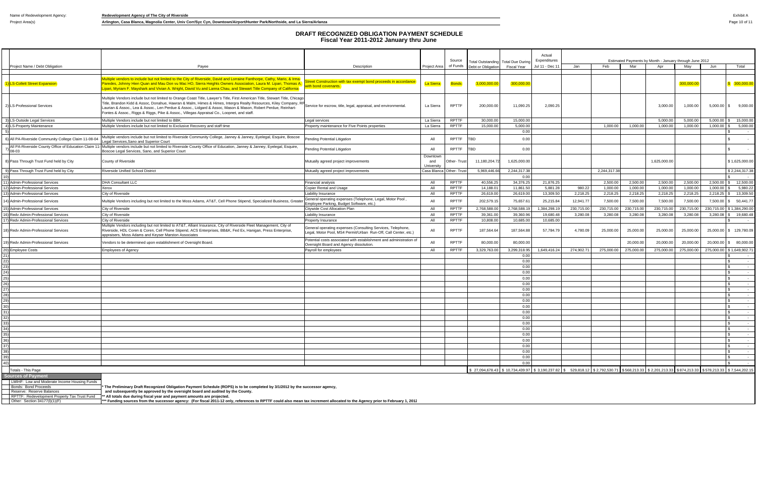Name of Redevelopment Agency: **Redevelopment Agency of The City of Riverside**

Project Area(s): **Arlington, Casa Blanca, Magnolia Center, Univ Corr/Syc Cyn, Downtown/Airport/Hunter Park/Northside, and La Sierra/Arlanza**

Exhibit A

## DRAFT RECOGNIZED OBLIGATION PAYMENT SCHEDULE
### Fiscal Year 2011-2012 January thru June

| | Project Name / Debt Obligation | Payee | Description | Project Area | Source of Funds | Total Outstanding Debt or Obligation | Total Due During Fiscal Year | Actual Expenditures Jul 11 - Dec 11 | Estimated Payments by Month - January through June 2012 | | | | | | |
|---|---|---|---|---|---|---|---|---|---|---|---|---|---|---|---|
| | | | | | | | | | Jan | Feb | Mar | Apr | May | Jun | Total |
| 1) | LS-Collett Street Expansion | Multiple vendors to include but not limited to the City of Riverside, David and Lorraine Fanthorpe, Cathy, Mario, & Irma Paredes, Johnny Hien Quan and Mau Don vu Mac HO, Sierra Heights Owners Association, Laura M. Lipari, Thomas A. Lipari, Myriam F. Mayshark and Vivian A. Wright, David Vu and Lanna Chau, and Stewart Title Company of California | Street Construction with tax exempt bond proceeds in accordance with bond covenants. | La Sierra | Bonds | 3,000,000.00 | 300,000.00 | | | | | | 300,000.00 | | $ 300,000.00 |
| 2) | LS-Professional Services | Multiple Vendors include but not limited to Orange Coast Title, Lawyer's Title, First American Title, Stewart Title, Chicago Title, Brandon Kidd & Assoc, Donahue, Hawran & Malm, Himes & Himes, Intergra Realty Resources, Kiley Company, RP Laurian & Assoc., Lea & Assoc., Len Perdue & Assoc., Lidgard & Assoc, Mason & Mason, Robert Perdue, Reinhart-Fontes & Assoc., Riggs & Riggs, Pike & Assoc., Villegas Appraisal Co., Loopnet, and staff. | Service for escrow, title, legal, appraisal, and environmental. | La Sierra | RPTTF | 200,000.00 | 11,090.25 | 2,090.25 | | | | 3,000.00 | 1,000.00 | 5,000.00 | $ 9,000.00 |
| 3) | LS-Outside Legal Services | Multiple Vendors include but not limited to BBK. | Legal services | La Sierra | RPTTF | 30,000.00 | 15,000.00 | | | | | 5,000.00 | 5,000.00 | 5,000.00 | $ 15,000.00 |
| 4) | LS-Property Maintenance | Multiple Vendors include but not limited to Exclusive Recovery and staff time | Property maintenance for Five Points properties | La Sierra | RPTTF | 15,000.00 | 5,000.00 | | | 1,000.00 | 1,000.00 | 1,000.00 | 1,000.00 | 1,000.00 | $ 5,000.00 |
| 5) | | | | | | | 0.00 | | | | | | | | $ - |
| 6) | All PA-Riverside Community College Claim 11-08-04 | Multiple vendors include but not limited to Riverside Community College, Janney & Janney, Eyelegal, Esquire, Boscoe Legal Services,Sano and Superior Court | Pending Potential Litigation | All | RPTTF | TBD | 0.00 | | | | | | | | $ - |
| 7) | All PA-Riverside County Office of Education Claim 11-08-03 | Multiple vendors include but not limited to Riverside County Office of Education, Janney & Janney, Eyelegal, Esquire, Boscoe Legal Services, Sano, and Superior Court | Pending Potential Litigation | All | RPTTF | TBD | 0.00 | | | | | | | | $ - |
| 8) | Pass Through Trust Fund held by City | County of Riverside | Mutually agreed project improvements | Downtown and University | Other- Trust | 11,180,204.72 | 1,625,000.00 | | | | | 1,625,000.00 | | | $ 1,625,000.00 |
| 9) | Pass Through Trust Fund held by City | Riverside Unified School District | Mutually agreed project improvements | Casa Blanca | Other- Trust | 5,969,446.66 | 2,244,317.38 | | | 2,244,317.38 | | | | | $ 2,244,317.38 |
| 10) | | | | | | | 0.00 | | | | | | | | $ - |
| 11) | Admin-Professional Services | DHA Consultant LLC | Financial analysis | All | RPTTF | 40,556.25 | 34,376.25 | 21,876.25 | | 2,500.00 | 2,500.00 | 2,500.00 | 2,500.00 | 2,500.00 | $ 12,500.00 |
| 12) | Admin-Professional Services | Xerox | Copier Rental and Usage | All | RPTTF | 14,188.01 | 11,861.50 | 5,881.28 | 980.22 | 1,000.00 | 1,000.00 | 1,000.00 | 1,000.00 | 1,000.00 | $ 5,980.22 |
| 13) | Admin-Professional Services | City of Riverside | Liability Insurance | All | RPTTF | 26,619.00 | 26,619.00 | 13,309.50 | 2,218.25 | 2,218.25 | 2,218.25 | 2,218.25 | 2,218.25 | 2,218.25 | $ 13,309.50 |
| 14) | Admin-Professional Services | Multiple Vendors including but not limited to the Moss Adams, AT&T, Cell Phone Stipend, Specialized Business, Greater | General operating expenses (Telephone, Legal, Motor Pool , Employee Parking, Budget Software, etc.) | All | RPTTF | 202,579.15 | 75,657.61 | 25,215.84 | 12,941.77 | 7,500.00 | 7,500.00 | 7,500.00 | 7,500.00 | 7,500.00 | $ 50,441.77 |
| 15) | Admin-Professional Services | City of Riverside | Citywide Cost Allocation Plan | All | RPTTF | 2,768,588.00 | 2,768,588.19 | 1,384,298.19 | 230,715.00 | 230,715.00 | 230,715.00 | 230,715.00 | 230,715.00 | 230,715.00 | $ 1,384,290.00 |
| 16) | Redv Admin-Professional Services | City of Riverside | Liability Insurance | All | RPTTF | 39,361.00 | 39,360.96 | 19,680.48 | 3,280.08 | 3,280.08 | 3,280.08 | 3,280.08 | 3,280.08 | 3,280.08 | $ 19,680.48 |
| 17) | Redv Admin-Professional Services | City of Riverside | Property Insurance | All | RPTTF | 10,808.00 | 10,685.00 | 10,685.00 | | | | | | | $ - |
| 18) | Redv Admin-Professional Services | Multiple Vendors including but not limited to AT&T, Alliant Insurance, City of Riverside Fleet Management, City of Riverside, HDL Coren & Coren, Cell Phone Stipend, ACS Enterprises, BB&K, Fed Ex, Hanigan, Press Enterprise, appraisers, Moss Adams and Keyser Marston Associates | General operating expenses (Consulting Services, Telephone, Legal, Motor Pool, MS4 Permit/Urban Run-Off, Call Center, etc.) | All | RPTTF | 187,564.64 | 187,564.88 | 57,784.79 | 4,780.09 | 25,000.00 | 25,000.00 | 25,000.00 | 25,000.00 | 25,000.00 | $ 129,780.09 |
| 19) | Redv Admin-Professional Services | Vendors to be determined upon establishment of Oversight Board. | Potential costs associated with establishment and administration of Oversight Board and Agency dissolution. | All | RPTTF | 80,000.00 | 80,000.00 | | | | 20,000.00 | 20,000.00 | 20,000.00 | 20,000.00 | $ 80,000.00 |
| 20) | Employee Costs | Employees of Agency | Payroll for employees | All | RPTTF | 3,329,763.00 | 3,299,318.95 | 1,649,416.24 | 274,902.71 | 275,000.00 | 275,000.00 | 275,000.00 | 275,000.00 | 275,000.00 | $ 1,649,902.71 |
| 21) | | | | | | | 0.00 | | | | | | | | $ - |
| 22) | | | | | | | 0.00 | | | | | | | | $ - |
| 23) | | | | | | | 0.00 | | | | | | | | $ - |
| 24) | | | | | | | 0.00 | | | | | | | | $ - |
| 25) | | | | | | | 0.00 | | | | | | | | $ - |
| 26) | | | | | | | 0.00 | | | | | | | | $ - |
| 27) | | | | | | | 0.00 | | | | | | | | $ - |
| 28) | | | | | | | 0.00 | | | | | | | | $ - |
| 29) | | | | | | | 0.00 | | | | | | | | $ - |
| 30) | | | | | | | 0.00 | | | | | | | | $ - |
| 31) | | | | | | | 0.00 | | | | | | | | $ - |
| 32) | | | | | | | 0.00 | | | | | | | | $ - |
| 33) | | | | | | | 0.00 | | | | | | | | $ - |
| 34) | | | | | | | 0.00 | | | | | | | | $ - |
| 35) | | | | | | | 0.00 | | | | | | | | $ - |
| 36) | | | | | | | 0.00 | | | | | | | | $ - |
| 37) | | | | | | | 0.00 | | | | | | | | $ - |
| 38) | | | | | | | 0.00 | | | | | | | | $ - |
| 39) | | | | | | | 0.00 | | | | | | | | $ - |
| 40) | | | | | | | 0.00 | | | | | | | | $ - |
| | Totals - This Page | | | | | $ 27,094,678.43 | $ 10,734,439.97 | $ 3,190,237.82 | $ 529,818.12 | $ 2,792,530.71 | $ 568,213.33 | $ 2,201,213.33 | $ 874,213.33 | $ 578,213.33 | $ 7,544,202.15 |

**Sources of Payment**

- LMIHF: Low and Moderate Income Housing Funds
- Bonds: Bond Proceeds
- Reserve: Reserve Balances
- RPTTF: Redevelopment Property Tax Trust Fund
- Other: Section 34177(l)(1)(F)

**\* The Preliminary Draft Recognized Obligation Payment Schedule (ROPS) is to be completed by 3/1/2012 by the successor agency, and subsequently be approved by the oversight board and audited by the County.**

**\*\* All totals due during fiscal year and payment amounts are projected.**

**\*\*\* Funding sources from the successor agency: (For fiscal 2011-12 only, references to RPTTF could also mean tax increment allocated to the Agency prior to February 1, 2012**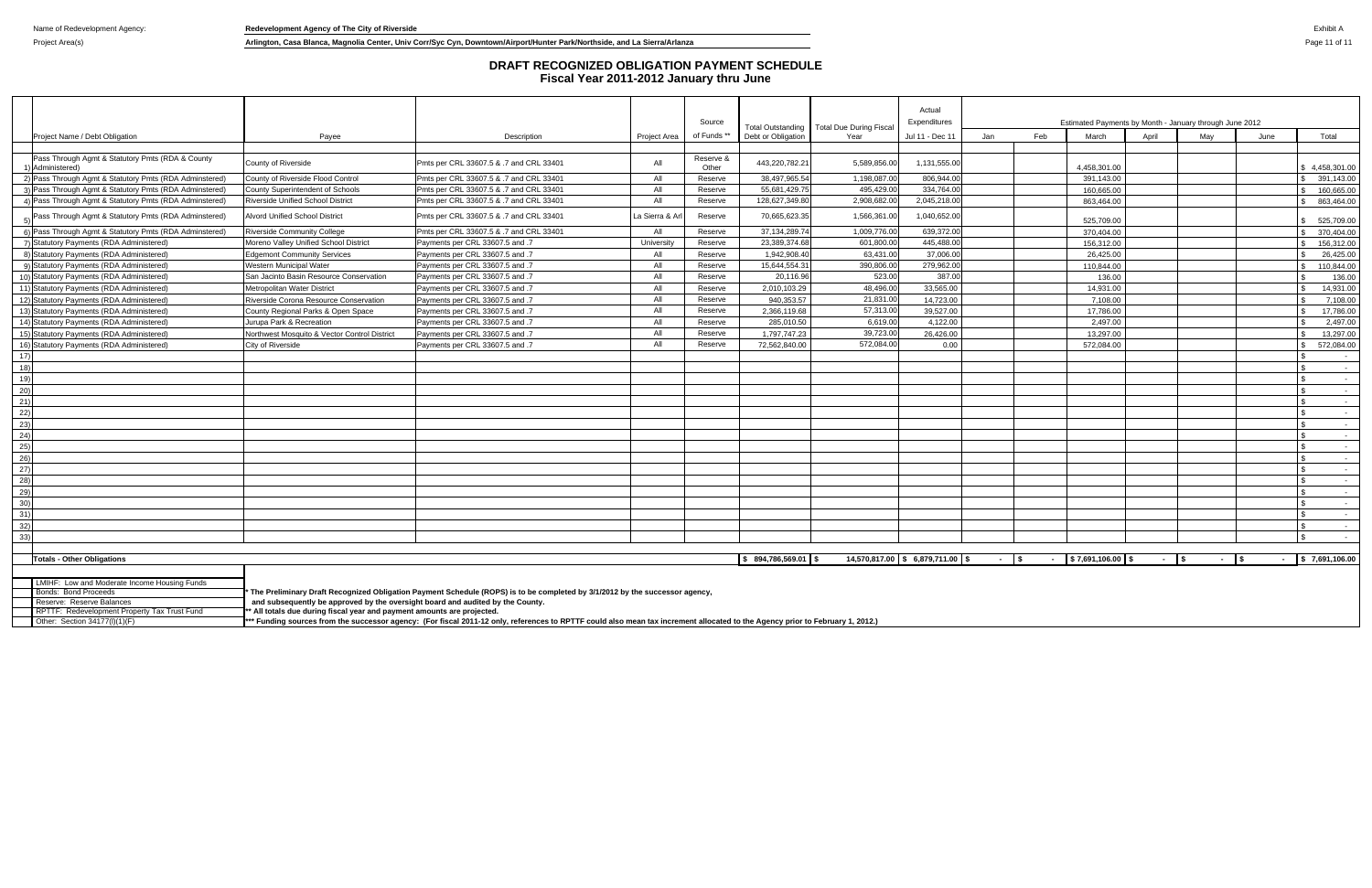Name of Redevelopment Agency: **Redevelopment Agency of The City of Riverside**

Project Area(s) **Arlington, Casa Blanca, Magnolia Center, Univ Corr/Syc Cyn, Downtown/Airport/Hunter Park/Northside, and La Sierra/Arlanza**

Exhibit A

## DRAFT RECOGNIZED OBLIGATION PAYMENT SCHEDULE
### Fiscal Year 2011-2012 January thru June

| | Project Name / Debt Obligation | Payee | Description | Project Area | Source of Funds ** | Total Outstanding Debt or Obligation | Total Due During Fiscal Year | Actual Expenditures Jul 11 - Dec 11 | Estimated Payments by Month - January through June 2012 Jan | Feb | March | April | May | June | Total |
|---|---|---|---|---|---|---|---|---|---|---|---|---|---|---|---|
| 1) | Pass Through Agmt & Statutory Pmts (RDA & County Administered) | County of Riverside | Pmts per CRL 33607.5 & .7 and CRL 33401 | All | Reserve & Other | 443,220,782.21 | 5,589,856.00 | 1,131,555.00 | | | 4,458,301.00 | | | | $ 4,458,301.00 |
| 2) | Pass Through Agmt & Statutory Pmts (RDA Adminstered) | County of Riverside Flood Control | Pmts per CRL 33607.5 & .7 and CRL 33401 | All | Reserve | 38,497,965.54 | 1,198,087.00 | 806,944.00 | | | 391,143.00 | | | | $ 391,143.00 |
| 3) | Pass Through Agmt & Statutory Pmts (RDA Adminstered) | County Superintendent of Schools | Pmts per CRL 33607.5 & .7 and CRL 33401 | All | Reserve | 55,681,429.75 | 495,429.00 | 334,764.00 | | | 160,665.00 | | | | $ 160,665.00 |
| 4) | Pass Through Agmt & Statutory Pmts (RDA Adminstered) | Riverside Unified School District | Pmts per CRL 33607.5 & .7 and CRL 33401 | All | Reserve | 128,627,349.80 | 2,908,682.00 | 2,045,218.00 | | | 863,464.00 | | | | $ 863,464.00 |
| 5) | Pass Through Agmt & Statutory Pmts (RDA Adminstered) | Alvord Unified School District | Pmts per CRL 33607.5 & .7 and CRL 33401 | La Sierra & Arl | Reserve | 70,665,623.35 | 1,566,361.00 | 1,040,652.00 | | | 525,709.00 | | | | $ 525,709.00 |
| 6) | Pass Through Agmt & Statutory Pmts (RDA Adminstered) | Riverside Community College | Pmts per CRL 33607.5 & .7 and CRL 33401 | All | Reserve | 37,134,289.74 | 1,009,776.00 | 639,372.00 | | | 370,404.00 | | | | $ 370,404.00 |
| 7) | Statutory Payments (RDA Administered) | Moreno Valley Unified School District | Payments per CRL 33607.5 and .7 | University | Reserve | 23,389,374.68 | 601,800.00 | 445,488.00 | | | 156,312.00 | | | | $ 156,312.00 |
| 8) | Statutory Payments (RDA Administered) | Edgemont Community Services | Payments per CRL 33607.5 and .7 | All | Reserve | 1,942,908.40 | 63,431.00 | 37,006.00 | | | 26,425.00 | | | | $ 26,425.00 |
| 9) | Statutory Payments (RDA Administered) | Western Municipal Water | Payments per CRL 33607.5 and .7 | All | Reserve | 15,644,554.31 | 390,806.00 | 279,962.00 | | | 110,844.00 | | | | $ 110,844.00 |
| 10) | Statutory Payments (RDA Administered) | San Jacinto Basin Resource Conservation | Payments per CRL 33607.5 and .7 | All | Reserve | 20,116.96 | 523.00 | 387.00 | | | 136.00 | | | | $ 136.00 |
| 11) | Statutory Payments (RDA Administered) | Metropolitan Water District | Payments per CRL 33607.5 and .7 | All | Reserve | 2,010,103.29 | 48,496.00 | 33,565.00 | | | 14,931.00 | | | | $ 14,931.00 |
| 12) | Statutory Payments (RDA Administered) | Riverside Corona Resource Conservation | Payments per CRL 33607.5 and .7 | All | Reserve | 940,353.57 | 21,831.00 | 14,723.00 | | | 7,108.00 | | | | $ 7,108.00 |
| 13) | Statutory Payments (RDA Administered) | County Regional Parks & Open Space | Payments per CRL 33607.5 and .7 | All | Reserve | 2,366,119.68 | 57,313.00 | 39,527.00 | | | 17,786.00 | | | | $ 17,786.00 |
| 14) | Statutory Payments (RDA Administered) | Jurupa Park & Recreation | Payments per CRL 33607.5 and .7 | All | Reserve | 285,010.50 | 6,619.00 | 4,122.00 | | | 2,497.00 | | | | $ 2,497.00 |
| 15) | Statutory Payments (RDA Administered) | Northwest Mosquito & Vector Control District | Payments per CRL 33607.5 and .7 | All | Reserve | 1,797,747.23 | 39,723.00 | 26,426.00 | | | 13,297.00 | | | | $ 13,297.00 |
| 16) | Statutory Payments (RDA Administered) | City of Riverside | Payments per CRL 33607.5 and .7 | All | Reserve | 72,562,840.00 | 572,084.00 | 0.00 | | | 572,084.00 | | | | $ 572,084.00 |
| 17) | | | | | | | | | | | | | | | $ - |
| 18) | | | | | | | | | | | | | | | $ - |
| 19) | | | | | | | | | | | | | | | $ - |
| 20) | | | | | | | | | | | | | | | $ - |
| 21) | | | | | | | | | | | | | | | $ - |
| 22) | | | | | | | | | | | | | | | $ - |
| 23) | | | | | | | | | | | | | | | $ - |
| 24) | | | | | | | | | | | | | | | $ - |
| 25) | | | | | | | | | | | | | | | $ - |
| 26) | | | | | | | | | | | | | | | $ - |
| 27) | | | | | | | | | | | | | | | $ - |
| 28) | | | | | | | | | | | | | | | $ - |
| 29) | | | | | | | | | | | | | | | $ - |
| 30) | | | | | | | | | | | | | | | $ - |
| 31) | | | | | | | | | | | | | | | $ - |
| 32) | | | | | | | | | | | | | | | $ - |
| 33) | | | | | | | | | | | | | | | $ - |
| | **Totals - Other Obligations** | | | | | $ 894,786,569.01 | $ 14,570,817.00 | $ 6,879,711.00 | $ - | $ - | $ 7,691,106.00 | $ - | $ - | $ - | $ 7,691,106.00 |

LMIHF: Low and Moderate Income Housing Funds
Bonds: Bond Proceeds
Reserve: Reserve Balances
RPTTF: Redevelopment Property Tax Trust Fund
Other: Section 34177(l)(1)(F)

**\* The Preliminary Draft Recognized Obligation Payment Schedule (ROPS) is to be completed by 3/1/2012 by the successor agency, and subsequently be approved by the oversight board and audited by the County.**

**\*\* All totals due during fiscal year and payment amounts are projected.**

**\*\*\* Funding sources from the successor agency: (For fiscal 2011-12 only, references to RPTTF could also mean tax increment allocated to the Agency prior to February 1, 2012.)**